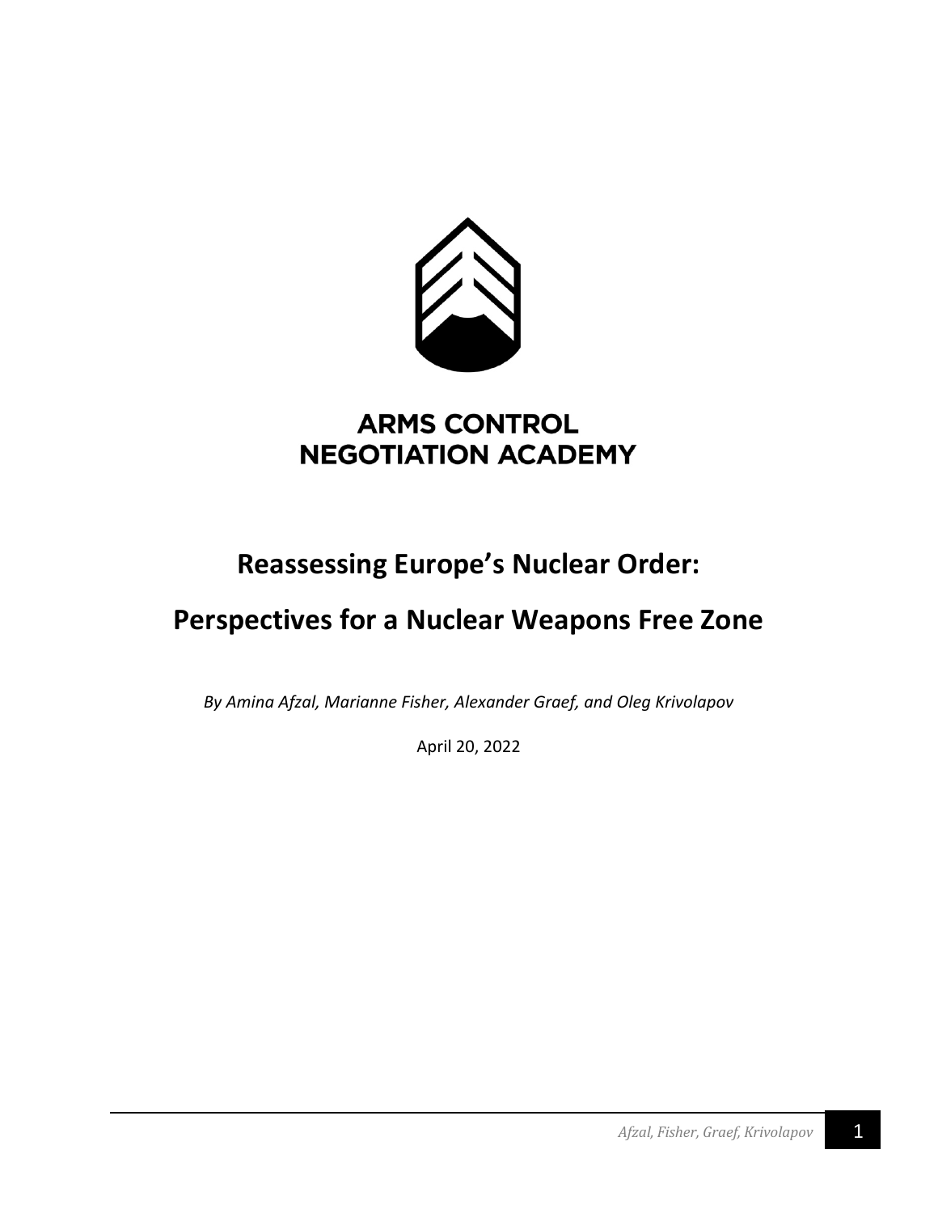**ARMS CONTROL NEGOTIATION ACADEMY**

# Reassessing Europe's Nuclear Order:

# Perspectives for a Nuclear Weapons Free Zone

*By Amina Afzal, Marianne Fisher, Alexander Graef, and Oleg Krivolapov*

April 20, 2022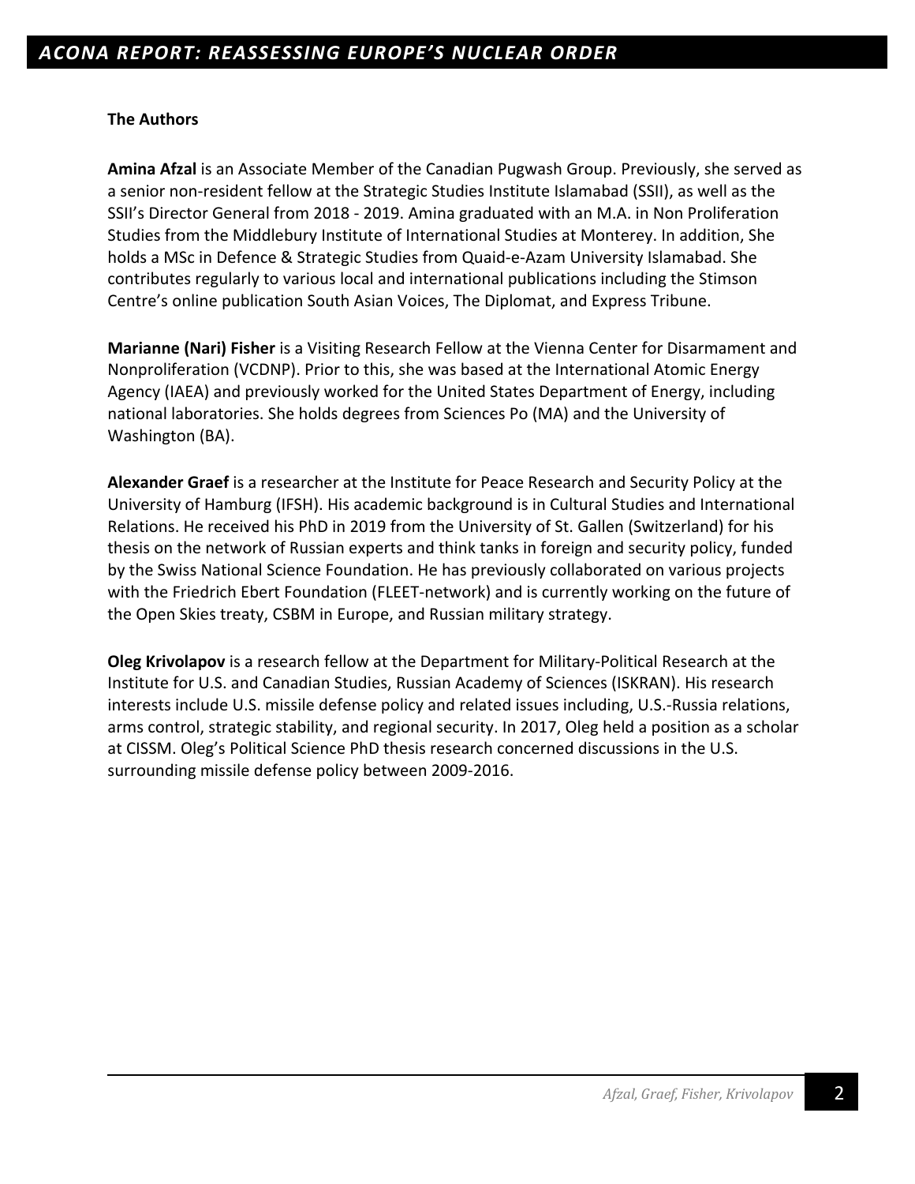**The Authors**

**Amina Afzal** is an Associate Member of the Canadian Pugwash Group. Previously, she served as a senior non-resident fellow at the Strategic Studies Institute Islamabad (SSII), as well as the SSII's Director General from 2018 - 2019. Amina graduated with an M.A. in Non Proliferation Studies from the Middlebury Institute of International Studies at Monterey. In addition, She holds a MSc in Defence & Strategic Studies from Quaid-e-Azam University Islamabad. She contributes regularly to various local and international publications including the Stimson Centre's online publication South Asian Voices, The Diplomat, and Express Tribune.

**Marianne (Nari) Fisher** is a Visiting Research Fellow at the Vienna Center for Disarmament and Nonproliferation (VCDNP). Prior to this, she was based at the International Atomic Energy Agency (IAEA) and previously worked for the United States Department of Energy, including national laboratories. She holds degrees from Sciences Po (MA) and the University of Washington (BA).

**Alexander Graef** is a researcher at the Institute for Peace Research and Security Policy at the University of Hamburg (IFSH). His academic background is in Cultural Studies and International Relations. He received his PhD in 2019 from the University of St. Gallen (Switzerland) for his thesis on the network of Russian experts and think tanks in foreign and security policy, funded by the Swiss National Science Foundation. He has previously collaborated on various projects with the Friedrich Ebert Foundation (FLEET-network) and is currently working on the future of the Open Skies treaty, CSBM in Europe, and Russian military strategy.

**Oleg Krivolapov** is a research fellow at the Department for Military-Political Research at the Institute for U.S. and Canadian Studies, Russian Academy of Sciences (ISKRAN). His research interests include U.S. missile defense policy and related issues including, U.S.-Russia relations, arms control, strategic stability, and regional security. In 2017, Oleg held a position as a scholar at CISSM. Oleg's Political Science PhD thesis research concerned discussions in the U.S. surrounding missile defense policy between 2009-2016.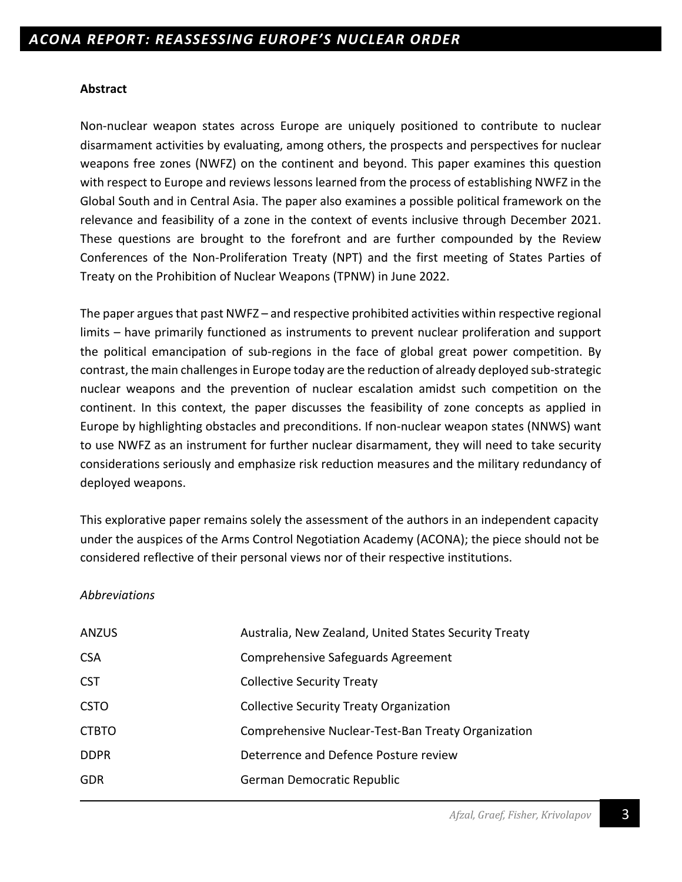**Abstract**

Non-nuclear weapon states across Europe are uniquely positioned to contribute to nuclear disarmament activities by evaluating, among others, the prospects and perspectives for nuclear weapons free zones (NWFZ) on the continent and beyond. This paper examines this question with respect to Europe and reviews lessons learned from the process of establishing NWFZ in the Global South and in Central Asia. The paper also examines a possible political framework on the relevance and feasibility of a zone in the context of events inclusive through December 2021. These questions are brought to the forefront and are further compounded by the Review Conferences of the Non-Proliferation Treaty (NPT) and the first meeting of States Parties of Treaty on the Prohibition of Nuclear Weapons (TPNW) in June 2022.

The paper argues that past NWFZ – and respective prohibited activities within respective regional limits – have primarily functioned as instruments to prevent nuclear proliferation and support the political emancipation of sub-regions in the face of global great power competition. By contrast, the main challenges in Europe today are the reduction of already deployed sub-strategic nuclear weapons and the prevention of nuclear escalation amidst such competition on the continent. In this context, the paper discusses the feasibility of zone concepts as applied in Europe by highlighting obstacles and preconditions. If non-nuclear weapon states (NNWS) want to use NWFZ as an instrument for further nuclear disarmament, they will need to take security considerations seriously and emphasize risk reduction measures and the military redundancy of deployed weapons.

This explorative paper remains solely the assessment of the authors in an independent capacity under the auspices of the Arms Control Negotiation Academy (ACONA); the piece should not be considered reflective of their personal views nor of their respective institutions.

*Abbreviations*

| | |
|---|---|
| ANZUS | Australia, New Zealand, United States Security Treaty |
| CSA | Comprehensive Safeguards Agreement |
| CST | Collective Security Treaty |
| CSTO | Collective Security Treaty Organization |
| CTBTO | Comprehensive Nuclear-Test-Ban Treaty Organization |
| DDPR | Deterrence and Defence Posture review |
| GDR | German Democratic Republic |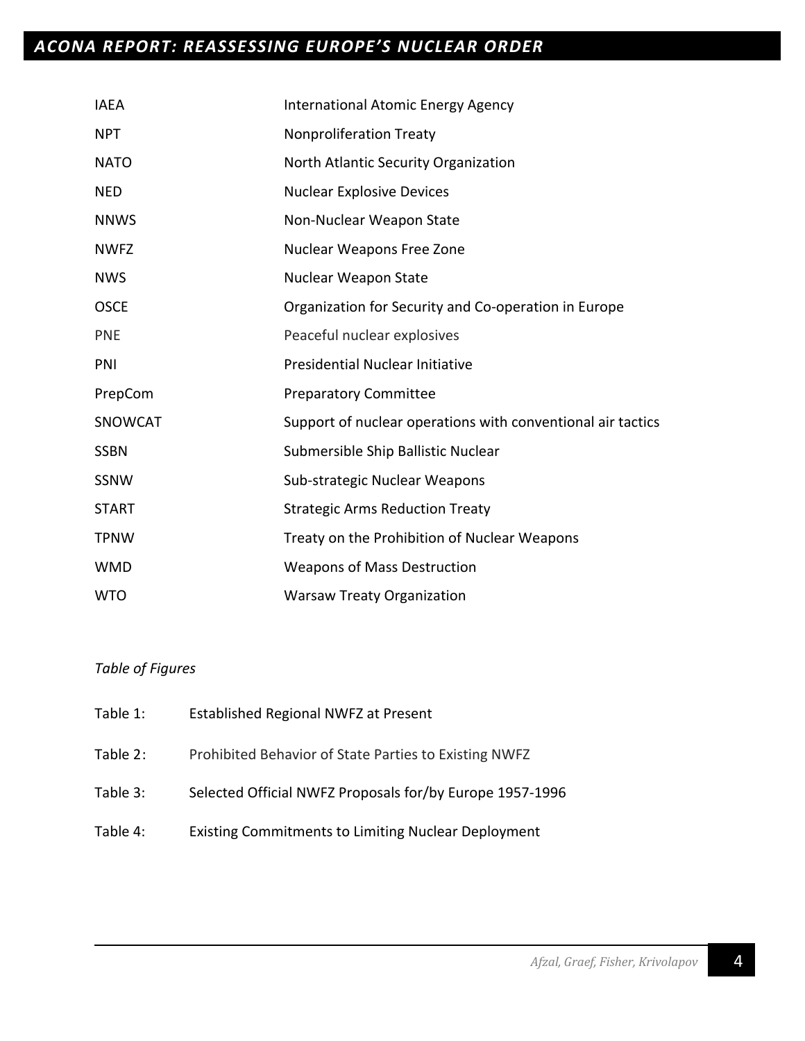| | |
|---|---|
| IAEA | International Atomic Energy Agency |
| NPT | Nonproliferation Treaty |
| NATO | North Atlantic Security Organization |
| NED | Nuclear Explosive Devices |
| NNWS | Non-Nuclear Weapon State |
| NWFZ | Nuclear Weapons Free Zone |
| NWS | Nuclear Weapon State |
| OSCE | Organization for Security and Co-operation in Europe |
| PNE | Peaceful nuclear explosives |
| PNI | Presidential Nuclear Initiative |
| PrepCom | Preparatory Committee |
| SNOWCAT | Support of nuclear operations with conventional air tactics |
| SSBN | Submersible Ship Ballistic Nuclear |
| SSNW | Sub-strategic Nuclear Weapons |
| START | Strategic Arms Reduction Treaty |
| TPNW | Treaty on the Prohibition of Nuclear Weapons |
| WMD | Weapons of Mass Destruction |
| WTO | Warsaw Treaty Organization |

*Table of Figures*

Table 1: Established Regional NWFZ at Present

Table 2: Prohibited Behavior of State Parties to Existing NWFZ

Table 3: Selected Official NWFZ Proposals for/by Europe 1957-1996

Table 4: Existing Commitments to Limiting Nuclear Deployment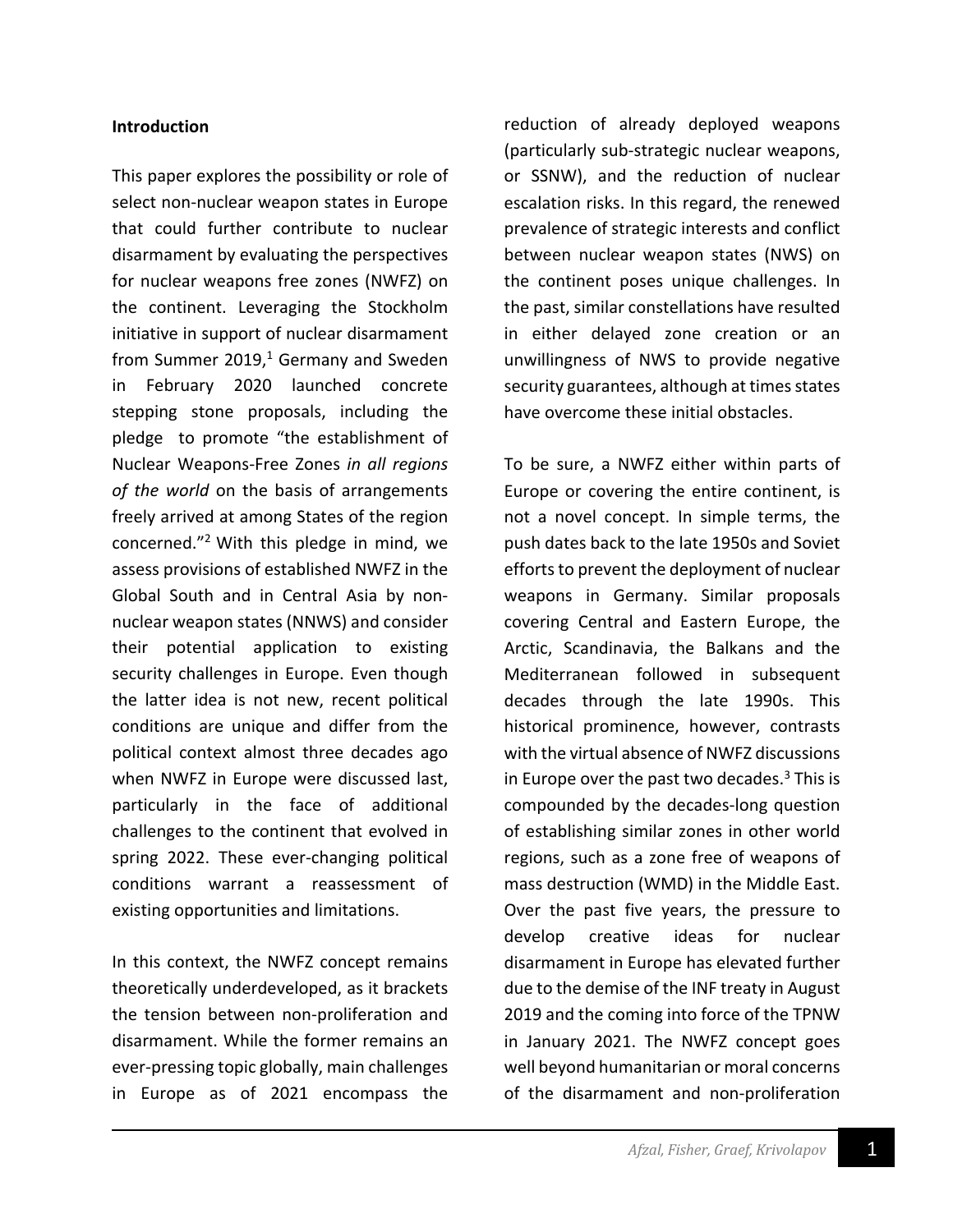**Introduction**

This paper explores the possibility or role of select non-nuclear weapon states in Europe that could further contribute to nuclear disarmament by evaluating the perspectives for nuclear weapons free zones (NWFZ) on the continent. Leveraging the Stockholm initiative in support of nuclear disarmament from Summer 2019,[1] Germany and Sweden in February 2020 launched concrete stepping stone proposals, including the pledge to promote "the establishment of Nuclear Weapons-Free Zones *in all regions of the world* on the basis of arrangements freely arrived at among States of the region concerned."[2] With this pledge in mind, we assess provisions of established NWFZ in the Global South and in Central Asia by non-nuclear weapon states (NNWS) and consider their potential application to existing security challenges in Europe. Even though the latter idea is not new, recent political conditions are unique and differ from the political context almost three decades ago when NWFZ in Europe were discussed last, particularly in the face of additional challenges to the continent that evolved in spring 2022. These ever-changing political conditions warrant a reassessment of existing opportunities and limitations.

In this context, the NWFZ concept remains theoretically underdeveloped, as it brackets the tension between non-proliferation and disarmament. While the former remains an ever-pressing topic globally, main challenges in Europe as of 2021 encompass the reduction of already deployed weapons (particularly sub-strategic nuclear weapons, or SSNW), and the reduction of nuclear escalation risks. In this regard, the renewed prevalence of strategic interests and conflict between nuclear weapon states (NWS) on the continent poses unique challenges. In the past, similar constellations have resulted in either delayed zone creation or an unwillingness of NWS to provide negative security guarantees, although at times states have overcome these initial obstacles.

To be sure, a NWFZ either within parts of Europe or covering the entire continent, is not a novel concept. In simple terms, the push dates back to the late 1950s and Soviet efforts to prevent the deployment of nuclear weapons in Germany. Similar proposals covering Central and Eastern Europe, the Arctic, Scandinavia, the Balkans and the Mediterranean followed in subsequent decades through the late 1990s. This historical prominence, however, contrasts with the virtual absence of NWFZ discussions in Europe over the past two decades.[3] This is compounded by the decades-long question of establishing similar zones in other world regions, such as a zone free of weapons of mass destruction (WMD) in the Middle East. Over the past five years, the pressure to develop creative ideas for nuclear disarmament in Europe has elevated further due to the demise of the INF treaty in August 2019 and the coming into force of the TPNW in January 2021. The NWFZ concept goes well beyond humanitarian or moral concerns of the disarmament and non-proliferation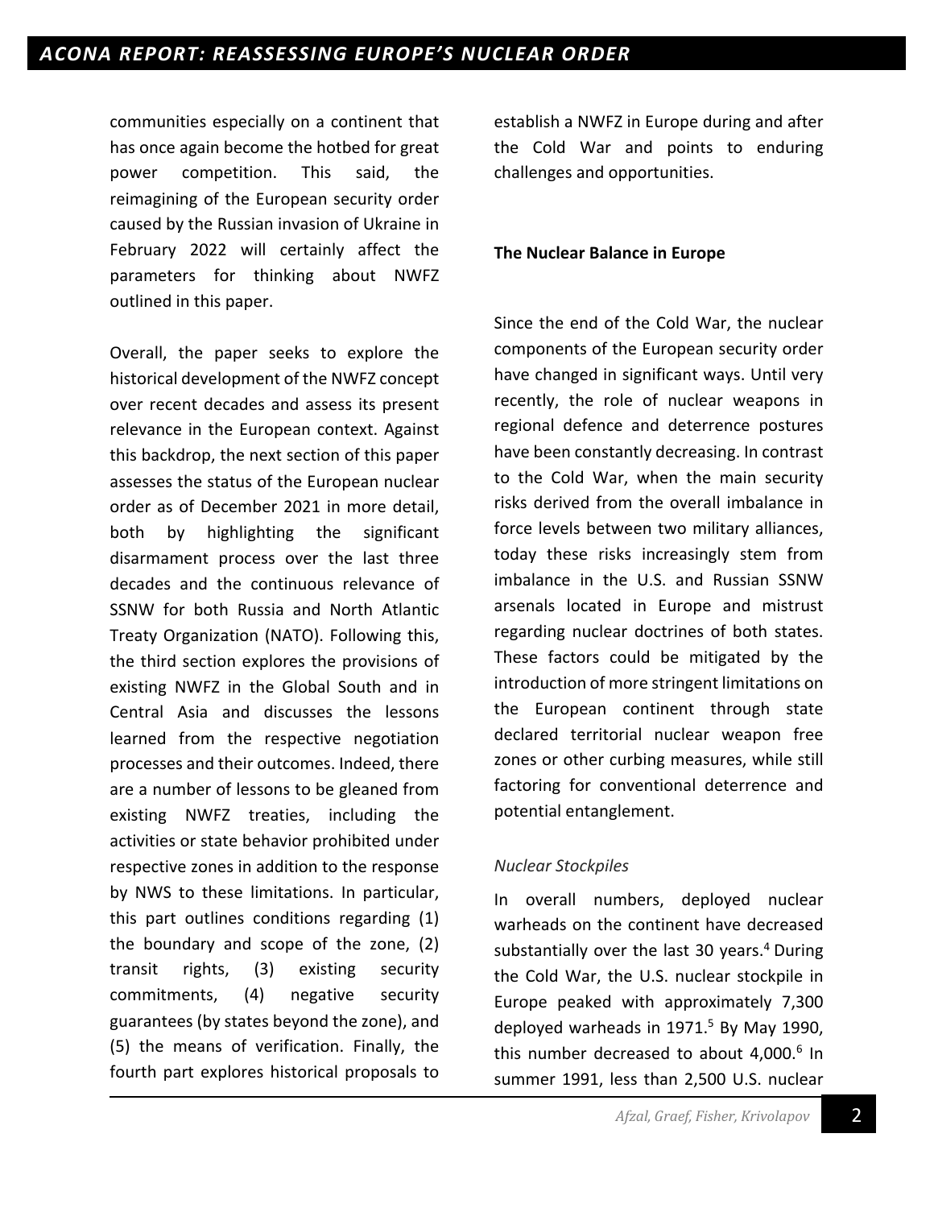communities especially on a continent that has once again become the hotbed for great power competition. This said, the reimagining of the European security order caused by the Russian invasion of Ukraine in February 2022 will certainly affect the parameters for thinking about NWFZ outlined in this paper.

Overall, the paper seeks to explore the historical development of the NWFZ concept over recent decades and assess its present relevance in the European context. Against this backdrop, the next section of this paper assesses the status of the European nuclear order as of December 2021 in more detail, both by highlighting the significant disarmament process over the last three decades and the continuous relevance of SSNW for both Russia and North Atlantic Treaty Organization (NATO). Following this, the third section explores the provisions of existing NWFZ in the Global South and in Central Asia and discusses the lessons learned from the respective negotiation processes and their outcomes. Indeed, there are a number of lessons to be gleaned from existing NWFZ treaties, including the activities or state behavior prohibited under respective zones in addition to the response by NWS to these limitations. In particular, this part outlines conditions regarding (1) the boundary and scope of the zone, (2) transit rights, (3) existing security commitments, (4) negative security guarantees (by states beyond the zone), and (5) the means of verification. Finally, the fourth part explores historical proposals to establish a NWFZ in Europe during and after the Cold War and points to enduring challenges and opportunities.

## The Nuclear Balance in Europe

Since the end of the Cold War, the nuclear components of the European security order have changed in significant ways. Until very recently, the role of nuclear weapons in regional defence and deterrence postures have been constantly decreasing. In contrast to the Cold War, when the main security risks derived from the overall imbalance in force levels between two military alliances, today these risks increasingly stem from imbalance in the U.S. and Russian SSNW arsenals located in Europe and mistrust regarding nuclear doctrines of both states. These factors could be mitigated by the introduction of more stringent limitations on the European continent through state declared territorial nuclear weapon free zones or other curbing measures, while still factoring for conventional deterrence and potential entanglement.

### *Nuclear Stockpiles*

In overall numbers, deployed nuclear warheads on the continent have decreased substantially over the last 30 years.[4] During the Cold War, the U.S. nuclear stockpile in Europe peaked with approximately 7,300 deployed warheads in 1971.[5] By May 1990, this number decreased to about 4,000.[6] In summer 1991, less than 2,500 U.S. nuclear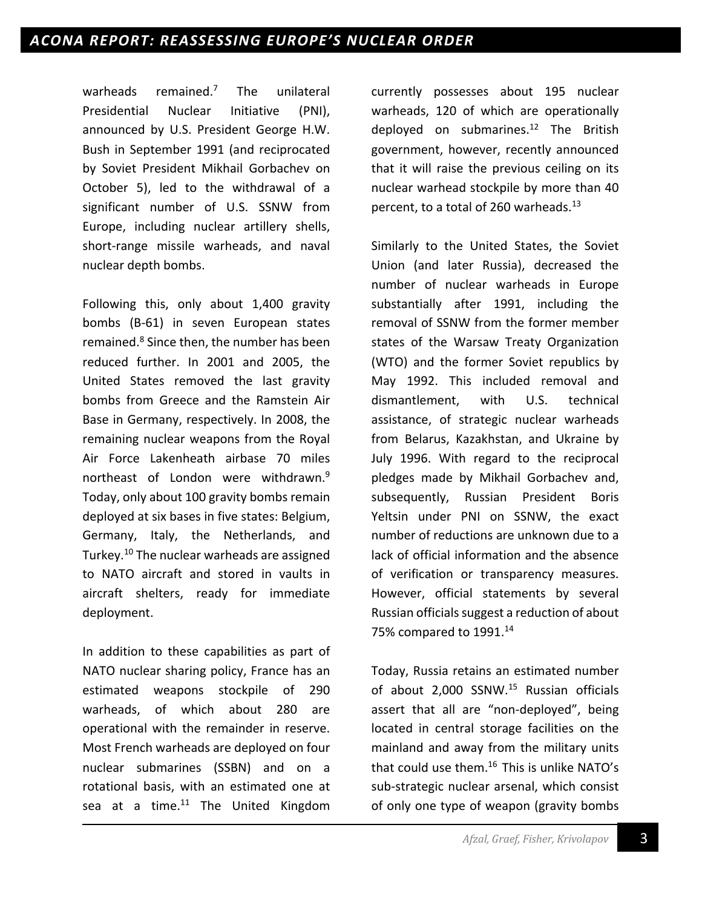warheads remained.[7] The unilateral Presidential Nuclear Initiative (PNI), announced by U.S. President George H.W. Bush in September 1991 (and reciprocated by Soviet President Mikhail Gorbachev on October 5), led to the withdrawal of a significant number of U.S. SSNW from Europe, including nuclear artillery shells, short-range missile warheads, and naval nuclear depth bombs.

Following this, only about 1,400 gravity bombs (B-61) in seven European states remained.[8] Since then, the number has been reduced further. In 2001 and 2005, the United States removed the last gravity bombs from Greece and the Ramstein Air Base in Germany, respectively. In 2008, the remaining nuclear weapons from the Royal Air Force Lakenheath airbase 70 miles northeast of London were withdrawn.[9] Today, only about 100 gravity bombs remain deployed at six bases in five states: Belgium, Germany, Italy, the Netherlands, and Turkey.[10] The nuclear warheads are assigned to NATO aircraft and stored in vaults in aircraft shelters, ready for immediate deployment.

In addition to these capabilities as part of NATO nuclear sharing policy, France has an estimated weapons stockpile of 290 warheads, of which about 280 are operational with the remainder in reserve. Most French warheads are deployed on four nuclear submarines (SSBN) and on a rotational basis, with an estimated one at sea at a time.[11] The United Kingdom currently possesses about 195 nuclear warheads, 120 of which are operationally deployed on submarines.[12] The British government, however, recently announced that it will raise the previous ceiling on its nuclear warhead stockpile by more than 40 percent, to a total of 260 warheads.[13]

Similarly to the United States, the Soviet Union (and later Russia), decreased the number of nuclear warheads in Europe substantially after 1991, including the removal of SSNW from the former member states of the Warsaw Treaty Organization (WTO) and the former Soviet republics by May 1992. This included removal and dismantlement, with U.S. technical assistance, of strategic nuclear warheads from Belarus, Kazakhstan, and Ukraine by July 1996. With regard to the reciprocal pledges made by Mikhail Gorbachev and, subsequently, Russian President Boris Yeltsin under PNI on SSNW, the exact number of reductions are unknown due to a lack of official information and the absence of verification or transparency measures. However, official statements by several Russian officials suggest a reduction of about 75% compared to 1991.[14]

Today, Russia retains an estimated number of about 2,000 SSNW.[15] Russian officials assert that all are "non-deployed", being located in central storage facilities on the mainland and away from the military units that could use them.[16] This is unlike NATO's sub-strategic nuclear arsenal, which consist of only one type of weapon (gravity bombs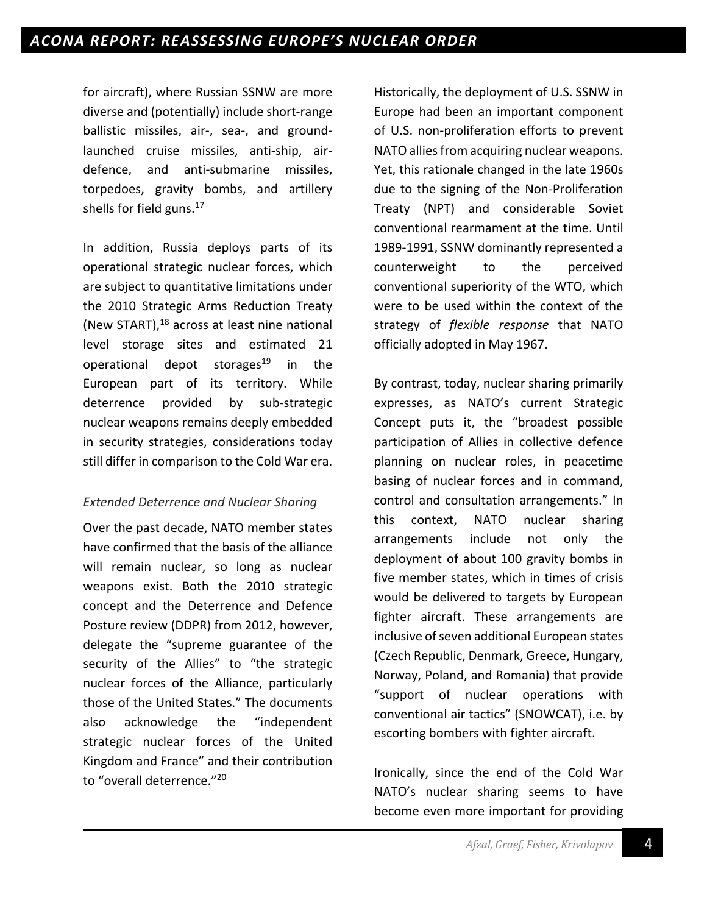for aircraft), where Russian SSNW are more diverse and (potentially) include short-range ballistic missiles, air-, sea-, and ground-launched cruise missiles, anti-ship, air-defence, and anti-submarine missiles, torpedoes, gravity bombs, and artillery shells for field guns.[17]

In addition, Russia deploys parts of its operational strategic nuclear forces, which are subject to quantitative limitations under the 2010 Strategic Arms Reduction Treaty (New START),[18] across at least nine national level storage sites and estimated 21 operational depot storages[19] in the European part of its territory. While deterrence provided by sub-strategic nuclear weapons remains deeply embedded in security strategies, considerations today still differ in comparison to the Cold War era.

*Extended Deterrence and Nuclear Sharing*

Over the past decade, NATO member states have confirmed that the basis of the alliance will remain nuclear, so long as nuclear weapons exist. Both the 2010 strategic concept and the Deterrence and Defence Posture review (DDPR) from 2012, however, delegate the "supreme guarantee of the security of the Allies" to "the strategic nuclear forces of the Alliance, particularly those of the United States." The documents also acknowledge the "independent strategic nuclear forces of the United Kingdom and France" and their contribution to "overall deterrence."[20]

Historically, the deployment of U.S. SSNW in Europe had been an important component of U.S. non-proliferation efforts to prevent NATO allies from acquiring nuclear weapons. Yet, this rationale changed in the late 1960s due to the signing of the Non-Proliferation Treaty (NPT) and considerable Soviet conventional rearmament at the time. Until 1989-1991, SSNW dominantly represented a counterweight to the perceived conventional superiority of the WTO, which were to be used within the context of the strategy of *flexible response* that NATO officially adopted in May 1967.

By contrast, today, nuclear sharing primarily expresses, as NATO's current Strategic Concept puts it, the "broadest possible participation of Allies in collective defence planning on nuclear roles, in peacetime basing of nuclear forces and in command, control and consultation arrangements." In this context, NATO nuclear sharing arrangements include not only the deployment of about 100 gravity bombs in five member states, which in times of crisis would be delivered to targets by European fighter aircraft. These arrangements are inclusive of seven additional European states (Czech Republic, Denmark, Greece, Hungary, Norway, Poland, and Romania) that provide "support of nuclear operations with conventional air tactics" (SNOWCAT), i.e. by escorting bombers with fighter aircraft.

Ironically, since the end of the Cold War NATO's nuclear sharing seems to have become even more important for providing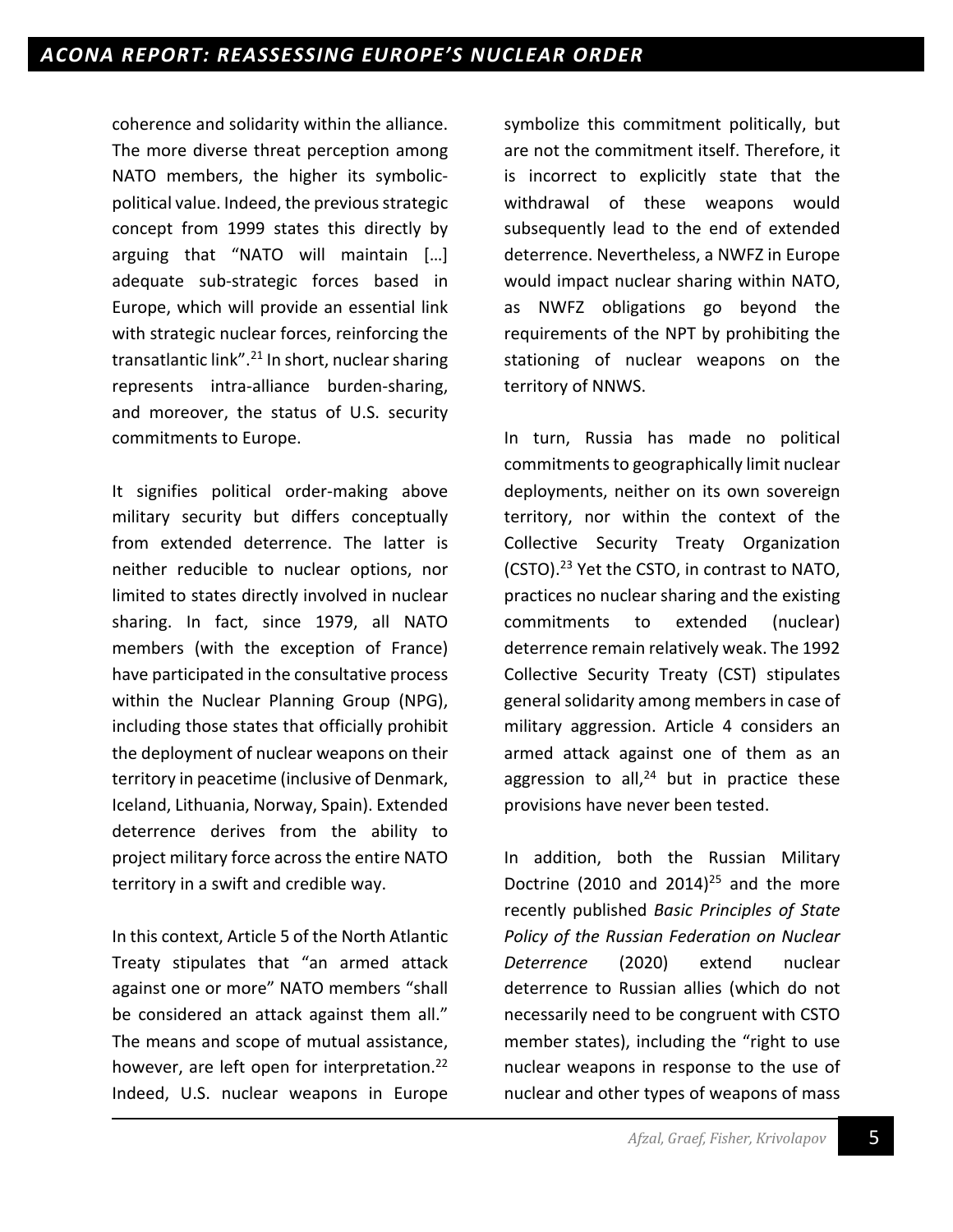coherence and solidarity within the alliance. The more diverse threat perception among NATO members, the higher its symbolic-political value. Indeed, the previous strategic concept from 1999 states this directly by arguing that "NATO will maintain […] adequate sub-strategic forces based in Europe, which will provide an essential link with strategic nuclear forces, reinforcing the transatlantic link".[21] In short, nuclear sharing represents intra-alliance burden-sharing, and moreover, the status of U.S. security commitments to Europe.

It signifies political order-making above military security but differs conceptually from extended deterrence. The latter is neither reducible to nuclear options, nor limited to states directly involved in nuclear sharing. In fact, since 1979, all NATO members (with the exception of France) have participated in the consultative process within the Nuclear Planning Group (NPG), including those states that officially prohibit the deployment of nuclear weapons on their territory in peacetime (inclusive of Denmark, Iceland, Lithuania, Norway, Spain). Extended deterrence derives from the ability to project military force across the entire NATO territory in a swift and credible way.

In this context, Article 5 of the North Atlantic Treaty stipulates that "an armed attack against one or more" NATO members "shall be considered an attack against them all." The means and scope of mutual assistance, however, are left open for interpretation.[22] Indeed, U.S. nuclear weapons in Europe symbolize this commitment politically, but are not the commitment itself. Therefore, it is incorrect to explicitly state that the withdrawal of these weapons would subsequently lead to the end of extended deterrence. Nevertheless, a NWFZ in Europe would impact nuclear sharing within NATO, as NWFZ obligations go beyond the requirements of the NPT by prohibiting the stationing of nuclear weapons on the territory of NNWS.

In turn, Russia has made no political commitments to geographically limit nuclear deployments, neither on its own sovereign territory, nor within the context of the Collective Security Treaty Organization (CSTO).[23] Yet the CSTO, in contrast to NATO, practices no nuclear sharing and the existing commitments to extended (nuclear) deterrence remain relatively weak. The 1992 Collective Security Treaty (CST) stipulates general solidarity among members in case of military aggression. Article 4 considers an armed attack against one of them as an aggression to all,[24] but in practice these provisions have never been tested.

In addition, both the Russian Military Doctrine (2010 and 2014)[25] and the more recently published *Basic Principles of State Policy of the Russian Federation on Nuclear Deterrence* (2020) extend nuclear deterrence to Russian allies (which do not necessarily need to be congruent with CSTO member states), including the "right to use nuclear weapons in response to the use of nuclear and other types of weapons of mass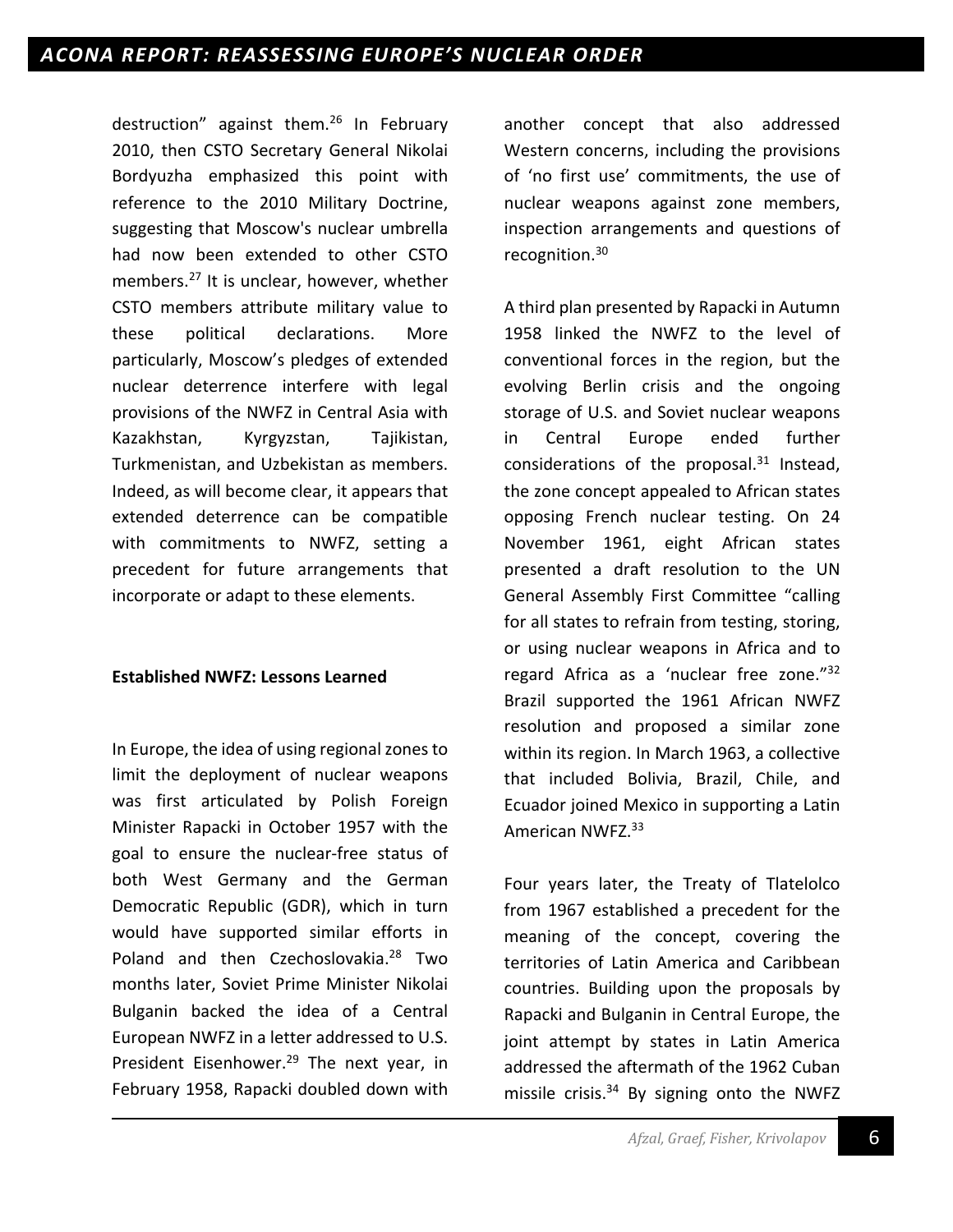destruction” against them.[26] In February 2010, then CSTO Secretary General Nikolai Bordyuzha emphasized this point with reference to the 2010 Military Doctrine, suggesting that Moscow's nuclear umbrella had now been extended to other CSTO members.[27] It is unclear, however, whether CSTO members attribute military value to these political declarations. More particularly, Moscow’s pledges of extended nuclear deterrence interfere with legal provisions of the NWFZ in Central Asia with Kazakhstan, Kyrgyzstan, Tajikistan, Turkmenistan, and Uzbekistan as members. Indeed, as will become clear, it appears that extended deterrence can be compatible with commitments to NWFZ, setting a precedent for future arrangements that incorporate or adapt to these elements.

**Established NWFZ: Lessons Learned**

In Europe, the idea of using regional zones to limit the deployment of nuclear weapons was first articulated by Polish Foreign Minister Rapacki in October 1957 with the goal to ensure the nuclear-free status of both West Germany and the German Democratic Republic (GDR), which in turn would have supported similar efforts in Poland and then Czechoslovakia.[28] Two months later, Soviet Prime Minister Nikolai Bulganin backed the idea of a Central European NWFZ in a letter addressed to U.S. President Eisenhower.[29] The next year, in February 1958, Rapacki doubled down with another concept that also addressed Western concerns, including the provisions of ‘no first use’ commitments, the use of nuclear weapons against zone members, inspection arrangements and questions of recognition.[30]

A third plan presented by Rapacki in Autumn 1958 linked the NWFZ to the level of conventional forces in the region, but the evolving Berlin crisis and the ongoing storage of U.S. and Soviet nuclear weapons in Central Europe ended further considerations of the proposal.[31] Instead, the zone concept appealed to African states opposing French nuclear testing. On 24 November 1961, eight African states presented a draft resolution to the UN General Assembly First Committee “calling for all states to refrain from testing, storing, or using nuclear weapons in Africa and to regard Africa as a ‘nuclear free zone.’”[32] Brazil supported the 1961 African NWFZ resolution and proposed a similar zone within its region. In March 1963, a collective that included Bolivia, Brazil, Chile, and Ecuador joined Mexico in supporting a Latin American NWFZ.[33]

Four years later, the Treaty of Tlatelolco from 1967 established a precedent for the meaning of the concept, covering the territories of Latin America and Caribbean countries. Building upon the proposals by Rapacki and Bulganin in Central Europe, the joint attempt by states in Latin America addressed the aftermath of the 1962 Cuban missile crisis.[34] By signing onto the NWFZ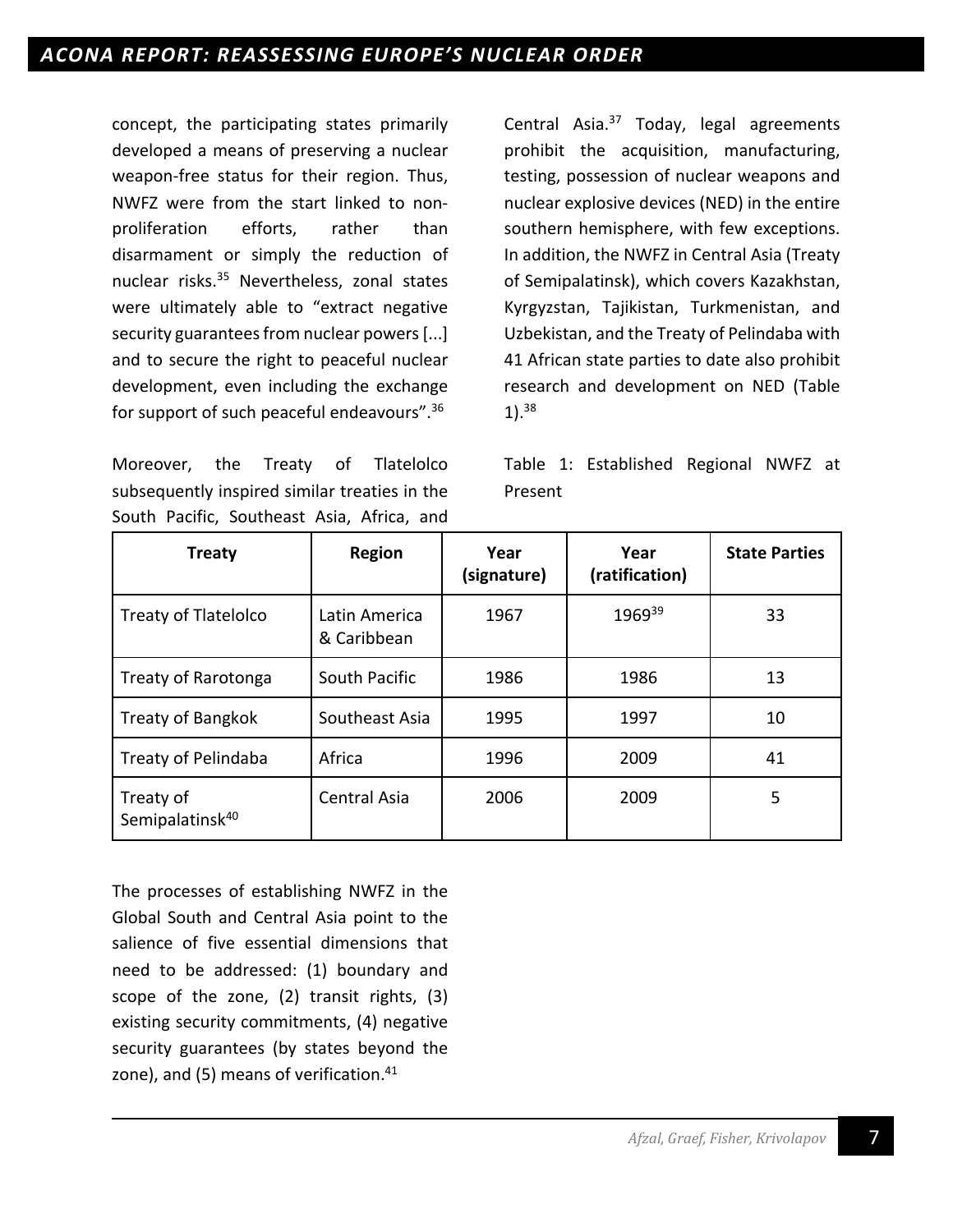concept, the participating states primarily developed a means of preserving a nuclear weapon-free status for their region. Thus, NWFZ were from the start linked to non-proliferation efforts, rather than disarmament or simply the reduction of nuclear risks.[35] Nevertheless, zonal states were ultimately able to "extract negative security guarantees from nuclear powers [...] and to secure the right to peaceful nuclear development, even including the exchange for support of such peaceful endeavours".[36]

Moreover, the Treaty of Tlatelolco subsequently inspired similar treaties in the South Pacific, Southeast Asia, Africa, and Central Asia.[37] Today, legal agreements prohibit the acquisition, manufacturing, testing, possession of nuclear weapons and nuclear explosive devices (NED) in the entire southern hemisphere, with few exceptions. In addition, the NWFZ in Central Asia (Treaty of Semipalatinsk), which covers Kazakhstan, Kyrgyzstan, Tajikistan, Turkmenistan, and Uzbekistan, and the Treaty of Pelindaba with 41 African state parties to date also prohibit research and development on NED (Table 1).[38]

Table 1: Established Regional NWFZ at Present

| Treaty | Region | Year (signature) | Year (ratification) | State Parties |
|---|---|---|---|---|
| Treaty of Tlatelolco | Latin America & Caribbean | 1967 | 1969[39] | 33 |
| Treaty of Rarotonga | South Pacific | 1986 | 1986 | 13 |
| Treaty of Bangkok | Southeast Asia | 1995 | 1997 | 10 |
| Treaty of Pelindaba | Africa | 1996 | 2009 | 41 |
| Treaty of Semipalatinsk[40] | Central Asia | 2006 | 2009 | 5 |

The processes of establishing NWFZ in the Global South and Central Asia point to the salience of five essential dimensions that need to be addressed: (1) boundary and scope of the zone, (2) transit rights, (3) existing security commitments, (4) negative security guarantees (by states beyond the zone), and (5) means of verification.[41]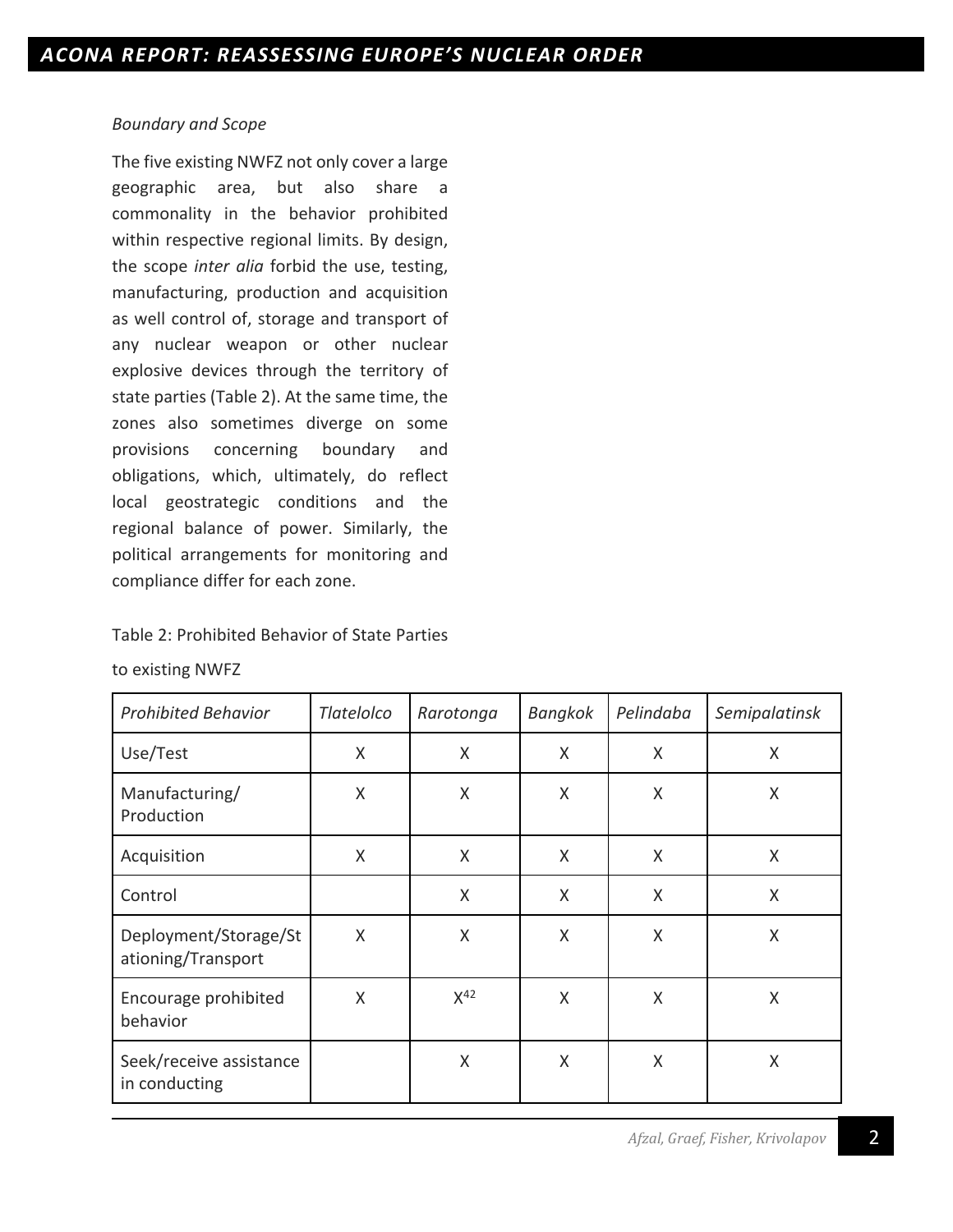*Boundary and Scope*

The five existing NWFZ not only cover a large geographic area, but also share a commonality in the behavior prohibited within respective regional limits. By design, the scope *inter alia* forbid the use, testing, manufacturing, production and acquisition as well control of, storage and transport of any nuclear weapon or other nuclear explosive devices through the territory of state parties (Table 2). At the same time, the zones also sometimes diverge on some provisions concerning boundary and obligations, which, ultimately, do reflect local geostrategic conditions and the regional balance of power. Similarly, the political arrangements for monitoring and compliance differ for each zone.

Table 2: Prohibited Behavior of State Parties to existing NWFZ

| *Prohibited Behavior* | *Tlatelolco* | *Rarotonga* | *Bangkok* | *Pelindaba* | *Semipalatinsk* |
|---|---|---|---|---|---|
| Use/Test | X | X | X | X | X |
| Manufacturing/ Production | X | X | X | X | X |
| Acquisition | X | X | X | X | X |
| Control | | X | X | X | X |
| Deployment/Storage/Stationing/Transport | X | X | X | X | X |
| Encourage prohibited behavior | X | X[42] | X | X | X |
| Seek/receive assistance in conducting | | X | X | X | X |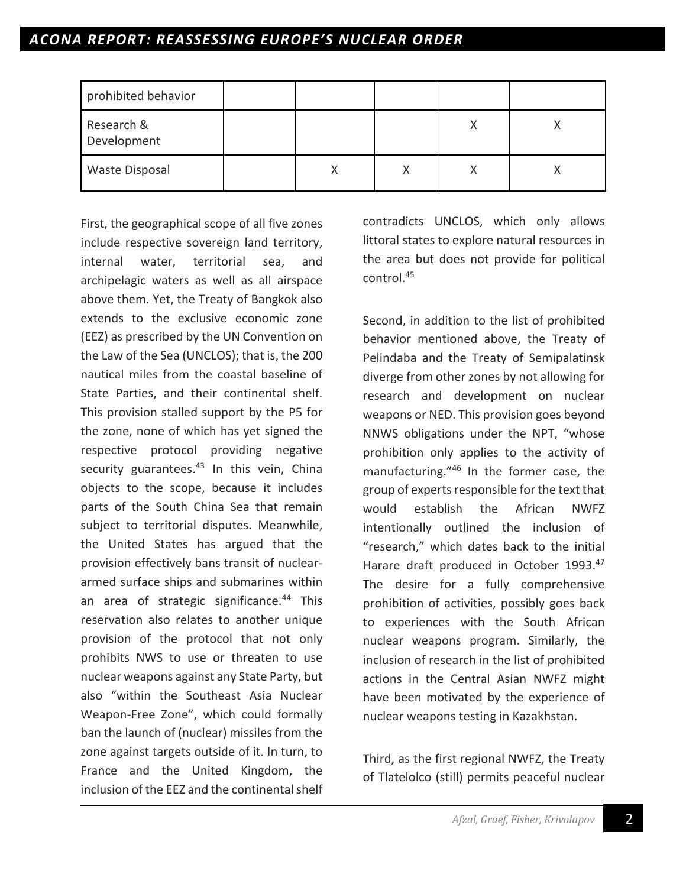| prohibited behavior | | | | | |
|---|---|---|---|---|---|
| Research & Development | | | | X | X |
| Waste Disposal | | X | X | X | X |

First, the geographical scope of all five zones include respective sovereign land territory, internal water, territorial sea, and archipelagic waters as well as all airspace above them. Yet, the Treaty of Bangkok also extends to the exclusive economic zone (EEZ) as prescribed by the UN Convention on the Law of the Sea (UNCLOS); that is, the 200 nautical miles from the coastal baseline of State Parties, and their continental shelf. This provision stalled support by the P5 for the zone, none of which has yet signed the respective protocol providing negative security guarantees.[43] In this vein, China objects to the scope, because it includes parts of the South China Sea that remain subject to territorial disputes. Meanwhile, the United States has argued that the provision effectively bans transit of nuclear-armed surface ships and submarines within an area of strategic significance.[44] This reservation also relates to another unique provision of the protocol that not only prohibits NWS to use or threaten to use nuclear weapons against any State Party, but also "within the Southeast Asia Nuclear Weapon-Free Zone", which could formally ban the launch of (nuclear) missiles from the zone against targets outside of it. In turn, to France and the United Kingdom, the inclusion of the EEZ and the continental shelf contradicts UNCLOS, which only allows littoral states to explore natural resources in the area but does not provide for political control.[45]

Second, in addition to the list of prohibited behavior mentioned above, the Treaty of Pelindaba and the Treaty of Semipalatinsk diverge from other zones by not allowing for research and development on nuclear weapons or NED. This provision goes beyond NNWS obligations under the NPT, "whose prohibition only applies to the activity of manufacturing."[46] In the former case, the group of experts responsible for the text that would establish the African NWFZ intentionally outlined the inclusion of "research," which dates back to the initial Harare draft produced in October 1993.[47] The desire for a fully comprehensive prohibition of activities, possibly goes back to experiences with the South African nuclear weapons program. Similarly, the inclusion of research in the list of prohibited actions in the Central Asian NWFZ might have been motivated by the experience of nuclear weapons testing in Kazakhstan.

Third, as the first regional NWFZ, the Treaty of Tlatelolco (still) permits peaceful nuclear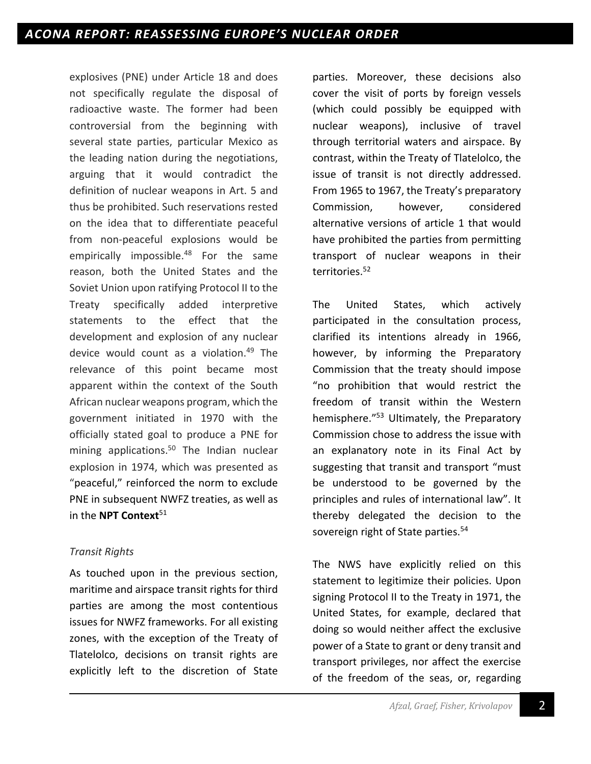explosives (PNE) under Article 18 and does not specifically regulate the disposal of radioactive waste. The former had been controversial from the beginning with several state parties, particular Mexico as the leading nation during the negotiations, arguing that it would contradict the definition of nuclear weapons in Art. 5 and thus be prohibited. Such reservations rested on the idea that to differentiate peaceful from non-peaceful explosions would be empirically impossible.[48] For the same reason, both the United States and the Soviet Union upon ratifying Protocol II to the Treaty specifically added interpretive statements to the effect that the development and explosion of any nuclear device would count as a violation.[49] The relevance of this point became most apparent within the context of the South African nuclear weapons program, which the government initiated in 1970 with the officially stated goal to produce a PNE for mining applications.[50] The Indian nuclear explosion in 1974, which was presented as "peaceful," reinforced the norm to exclude PNE in subsequent NWFZ treaties, as well as in the **NPT Context**[51]

*Transit Rights*

As touched upon in the previous section, maritime and airspace transit rights for third parties are among the most contentious issues for NWFZ frameworks. For all existing zones, with the exception of the Treaty of Tlatelolco, decisions on transit rights are explicitly left to the discretion of State parties. Moreover, these decisions also cover the visit of ports by foreign vessels (which could possibly be equipped with nuclear weapons), inclusive of travel through territorial waters and airspace. By contrast, within the Treaty of Tlatelolco, the issue of transit is not directly addressed. From 1965 to 1967, the Treaty's preparatory Commission, however, considered alternative versions of article 1 that would have prohibited the parties from permitting transport of nuclear weapons in their territories.[52]

The United States, which actively participated in the consultation process, clarified its intentions already in 1966, however, by informing the Preparatory Commission that the treaty should impose "no prohibition that would restrict the freedom of transit within the Western hemisphere."[53] Ultimately, the Preparatory Commission chose to address the issue with an explanatory note in its Final Act by suggesting that transit and transport "must be understood to be governed by the principles and rules of international law". It thereby delegated the decision to the sovereign right of State parties.[54]

The NWS have explicitly relied on this statement to legitimize their policies. Upon signing Protocol II to the Treaty in 1971, the United States, for example, declared that doing so would neither affect the exclusive power of a State to grant or deny transit and transport privileges, nor affect the exercise of the freedom of the seas, or, regarding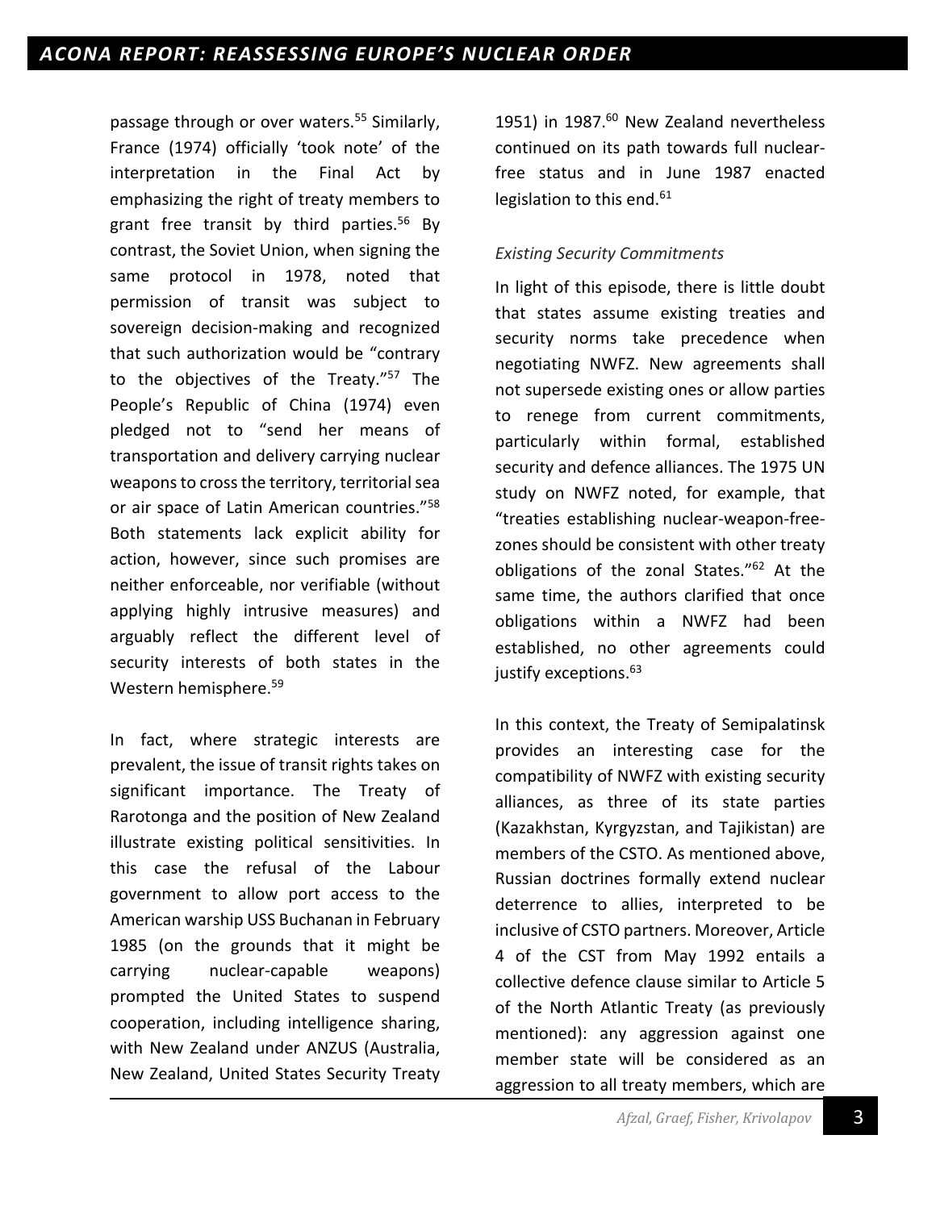passage through or over waters.[55] Similarly, France (1974) officially 'took note' of the interpretation in the Final Act by emphasizing the right of treaty members to grant free transit by third parties.[56] By contrast, the Soviet Union, when signing the same protocol in 1978, noted that permission of transit was subject to sovereign decision-making and recognized that such authorization would be "contrary to the objectives of the Treaty."[57] The People's Republic of China (1974) even pledged not to "send her means of transportation and delivery carrying nuclear weapons to cross the territory, territorial sea or air space of Latin American countries."[58] Both statements lack explicit ability for action, however, since such promises are neither enforceable, nor verifiable (without applying highly intrusive measures) and arguably reflect the different level of security interests of both states in the Western hemisphere.[59]

In fact, where strategic interests are prevalent, the issue of transit rights takes on significant importance. The Treaty of Rarotonga and the position of New Zealand illustrate existing political sensitivities. In this case the refusal of the Labour government to allow port access to the American warship USS Buchanan in February 1985 (on the grounds that it might be carrying nuclear-capable weapons) prompted the United States to suspend cooperation, including intelligence sharing, with New Zealand under ANZUS (Australia, New Zealand, United States Security Treaty 1951) in 1987.[60] New Zealand nevertheless continued on its path towards full nuclear-free status and in June 1987 enacted legislation to this end.[61]

*Existing Security Commitments*

In light of this episode, there is little doubt that states assume existing treaties and security norms take precedence when negotiating NWFZ. New agreements shall not supersede existing ones or allow parties to renege from current commitments, particularly within formal, established security and defence alliances. The 1975 UN study on NWFZ noted, for example, that "treaties establishing nuclear-weapon-free-zones should be consistent with other treaty obligations of the zonal States."[62] At the same time, the authors clarified that once obligations within a NWFZ had been established, no other agreements could justify exceptions.[63]

In this context, the Treaty of Semipalatinsk provides an interesting case for the compatibility of NWFZ with existing security alliances, as three of its state parties (Kazakhstan, Kyrgyzstan, and Tajikistan) are members of the CSTO. As mentioned above, Russian doctrines formally extend nuclear deterrence to allies, interpreted to be inclusive of CSTO partners. Moreover, Article 4 of the CST from May 1992 entails a collective defence clause similar to Article 5 of the North Atlantic Treaty (as previously mentioned): any aggression against one member state will be considered as an aggression to all treaty members, which are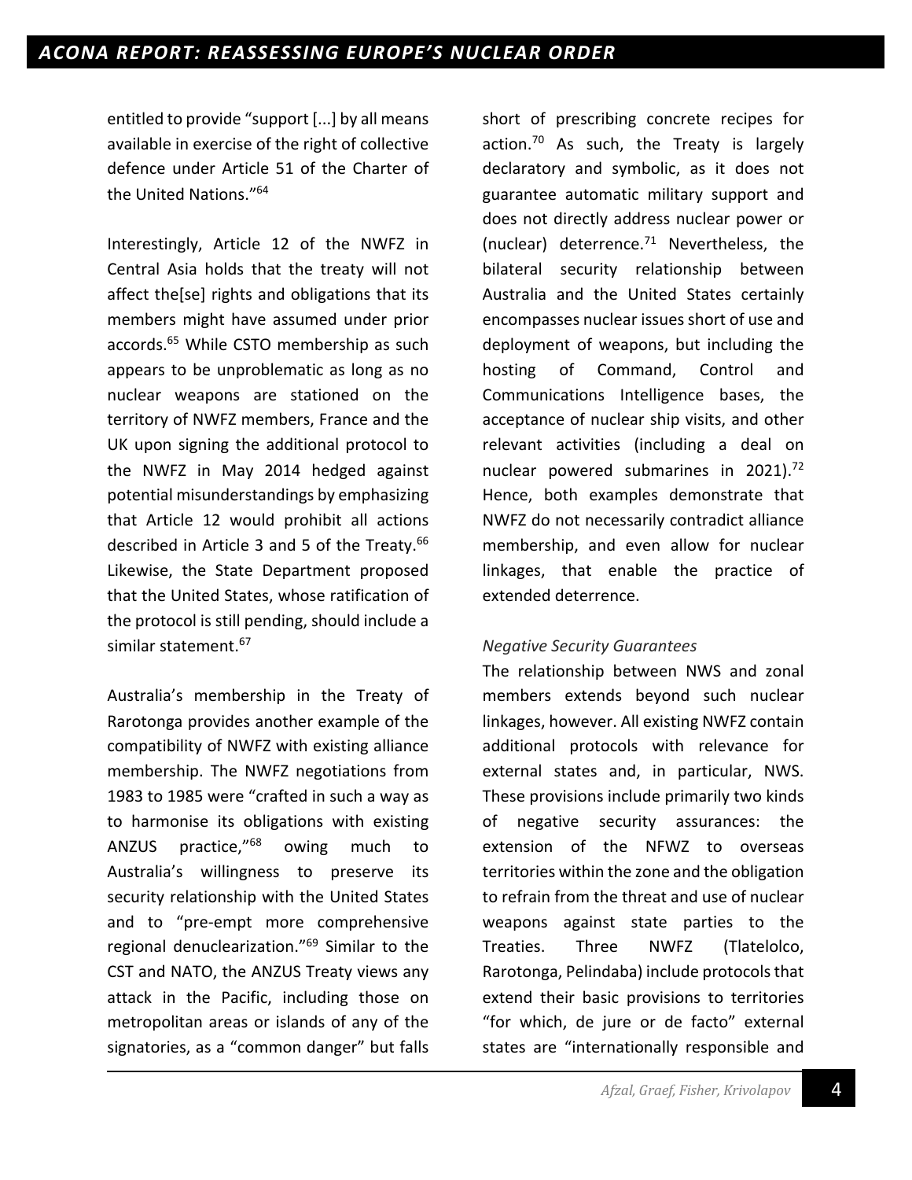entitled to provide "support [...] by all means available in exercise of the right of collective defence under Article 51 of the Charter of the United Nations."[64]

Interestingly, Article 12 of the NWFZ in Central Asia holds that the treaty will not affect the[se] rights and obligations that its members might have assumed under prior accords.[65] While CSTO membership as such appears to be unproblematic as long as no nuclear weapons are stationed on the territory of NWFZ members, France and the UK upon signing the additional protocol to the NWFZ in May 2014 hedged against potential misunderstandings by emphasizing that Article 12 would prohibit all actions described in Article 3 and 5 of the Treaty.[66] Likewise, the State Department proposed that the United States, whose ratification of the protocol is still pending, should include a similar statement.[67]

Australia's membership in the Treaty of Rarotonga provides another example of the compatibility of NWFZ with existing alliance membership. The NWFZ negotiations from 1983 to 1985 were "crafted in such a way as to harmonise its obligations with existing ANZUS practice,"[68] owing much to Australia's willingness to preserve its security relationship with the United States and to "pre-empt more comprehensive regional denuclearization."[69] Similar to the CST and NATO, the ANZUS Treaty views any attack in the Pacific, including those on metropolitan areas or islands of any of the signatories, as a "common danger" but falls short of prescribing concrete recipes for action.[70] As such, the Treaty is largely declaratory and symbolic, as it does not guarantee automatic military support and does not directly address nuclear power or (nuclear) deterrence.[71] Nevertheless, the bilateral security relationship between Australia and the United States certainly encompasses nuclear issues short of use and deployment of weapons, but including the hosting of Command, Control and Communications Intelligence bases, the acceptance of nuclear ship visits, and other relevant activities (including a deal on nuclear powered submarines in 2021).[72] Hence, both examples demonstrate that NWFZ do not necessarily contradict alliance membership, and even allow for nuclear linkages, that enable the practice of extended deterrence.

*Negative Security Guarantees*

The relationship between NWS and zonal members extends beyond such nuclear linkages, however. All existing NWFZ contain additional protocols with relevance for external states and, in particular, NWS. These provisions include primarily two kinds of negative security assurances: the extension of the NFWZ to overseas territories within the zone and the obligation to refrain from the threat and use of nuclear weapons against state parties to the Treaties. Three NWFZ (Tlatelolco, Rarotonga, Pelindaba) include protocols that extend their basic provisions to territories "for which, de jure or de facto" external states are "internationally responsible and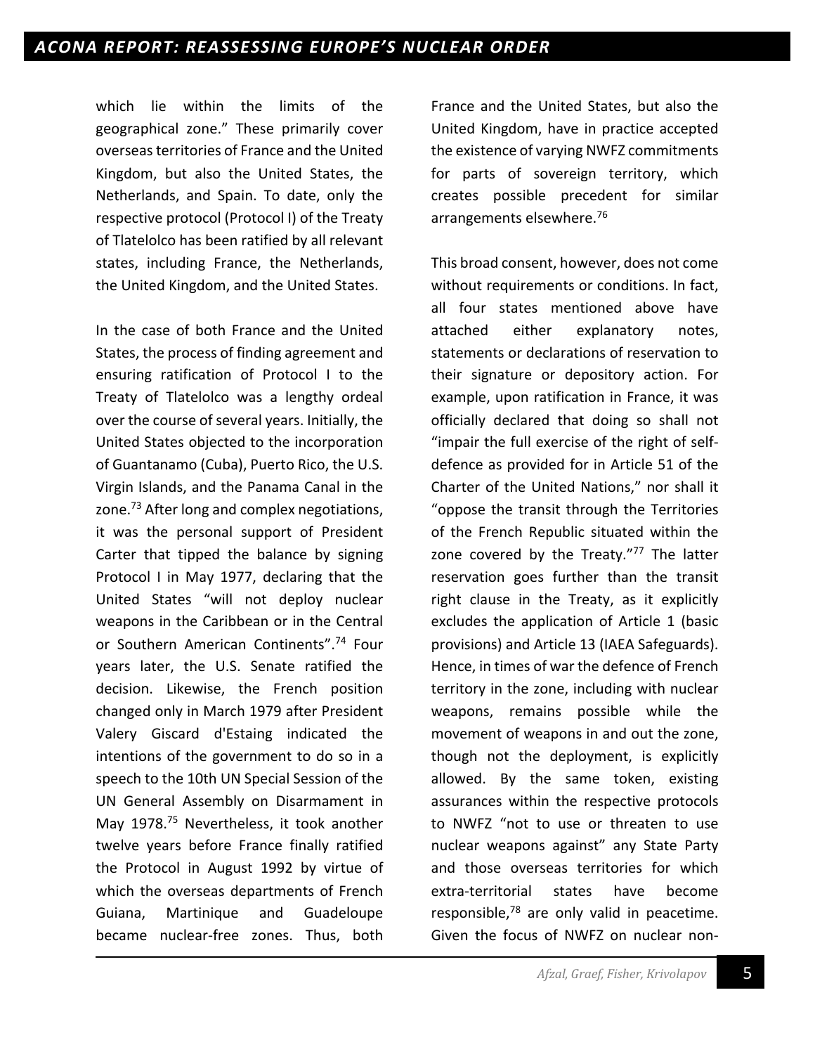which lie within the limits of the geographical zone." These primarily cover overseas territories of France and the United Kingdom, but also the United States, the Netherlands, and Spain. To date, only the respective protocol (Protocol I) of the Treaty of Tlatelolco has been ratified by all relevant states, including France, the Netherlands, the United Kingdom, and the United States.

In the case of both France and the United States, the process of finding agreement and ensuring ratification of Protocol I to the Treaty of Tlatelolco was a lengthy ordeal over the course of several years. Initially, the United States objected to the incorporation of Guantanamo (Cuba), Puerto Rico, the U.S. Virgin Islands, and the Panama Canal in the zone.[73] After long and complex negotiations, it was the personal support of President Carter that tipped the balance by signing Protocol I in May 1977, declaring that the United States "will not deploy nuclear weapons in the Caribbean or in the Central or Southern American Continents".[74] Four years later, the U.S. Senate ratified the decision. Likewise, the French position changed only in March 1979 after President Valery Giscard d'Estaing indicated the intentions of the government to do so in a speech to the 10th UN Special Session of the UN General Assembly on Disarmament in May 1978.[75] Nevertheless, it took another twelve years before France finally ratified the Protocol in August 1992 by virtue of which the overseas departments of French Guiana, Martinique and Guadeloupe became nuclear-free zones. Thus, both France and the United States, but also the United Kingdom, have in practice accepted the existence of varying NWFZ commitments for parts of sovereign territory, which creates possible precedent for similar arrangements elsewhere.[76]

This broad consent, however, does not come without requirements or conditions. In fact, all four states mentioned above have attached either explanatory notes, statements or declarations of reservation to their signature or depository action. For example, upon ratification in France, it was officially declared that doing so shall not "impair the full exercise of the right of self-defence as provided for in Article 51 of the Charter of the United Nations," nor shall it "oppose the transit through the Territories of the French Republic situated within the zone covered by the Treaty."[77] The latter reservation goes further than the transit right clause in the Treaty, as it explicitly excludes the application of Article 1 (basic provisions) and Article 13 (IAEA Safeguards). Hence, in times of war the defence of French territory in the zone, including with nuclear weapons, remains possible while the movement of weapons in and out the zone, though not the deployment, is explicitly allowed. By the same token, existing assurances within the respective protocols to NWFZ "not to use or threaten to use nuclear weapons against" any State Party and those overseas territories for which extra-territorial states have become responsible,[78] are only valid in peacetime. Given the focus of NWFZ on nuclear non-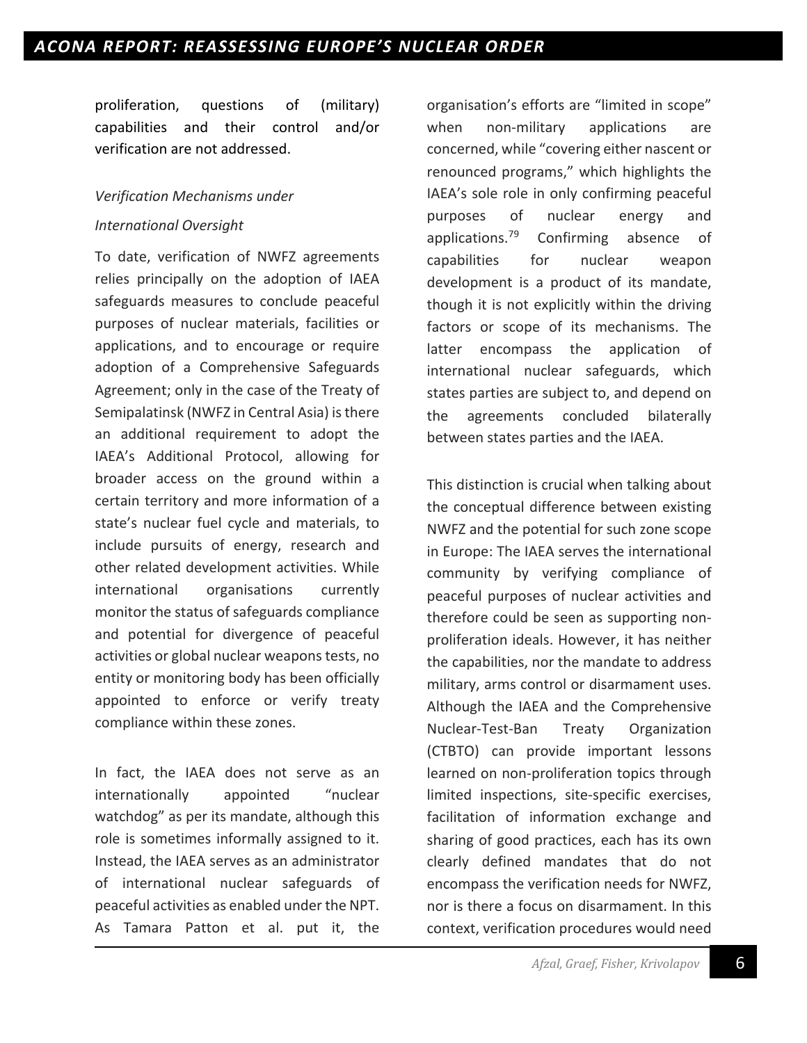proliferation, questions of (military) capabilities and their control and/or verification are not addressed.

*Verification Mechanisms under International Oversight*

To date, verification of NWFZ agreements relies principally on the adoption of IAEA safeguards measures to conclude peaceful purposes of nuclear materials, facilities or applications, and to encourage or require adoption of a Comprehensive Safeguards Agreement; only in the case of the Treaty of Semipalatinsk (NWFZ in Central Asia) is there an additional requirement to adopt the IAEA's Additional Protocol, allowing for broader access on the ground within a certain territory and more information of a state's nuclear fuel cycle and materials, to include pursuits of energy, research and other related development activities. While international organisations currently monitor the status of safeguards compliance and potential for divergence of peaceful activities or global nuclear weapons tests, no entity or monitoring body has been officially appointed to enforce or verify treaty compliance within these zones.

In fact, the IAEA does not serve as an internationally appointed "nuclear watchdog" as per its mandate, although this role is sometimes informally assigned to it. Instead, the IAEA serves as an administrator of international nuclear safeguards of peaceful activities as enabled under the NPT. As Tamara Patton et al. put it, the organisation's efforts are "limited in scope" when non-military applications are concerned, while "covering either nascent or renounced programs," which highlights the IAEA's sole role in only confirming peaceful purposes of nuclear energy and applications.[79] Confirming absence of capabilities for nuclear weapon development is a product of its mandate, though it is not explicitly within the driving factors or scope of its mechanisms. The latter encompass the application of international nuclear safeguards, which states parties are subject to, and depend on the agreements concluded bilaterally between states parties and the IAEA.

This distinction is crucial when talking about the conceptual difference between existing NWFZ and the potential for such zone scope in Europe: The IAEA serves the international community by verifying compliance of peaceful purposes of nuclear activities and therefore could be seen as supporting non-proliferation ideals. However, it has neither the capabilities, nor the mandate to address military, arms control or disarmament uses. Although the IAEA and the Comprehensive Nuclear-Test-Ban Treaty Organization (CTBTO) can provide important lessons learned on non-proliferation topics through limited inspections, site-specific exercises, facilitation of information exchange and sharing of good practices, each has its own clearly defined mandates that do not encompass the verification needs for NWFZ, nor is there a focus on disarmament. In this context, verification procedures would need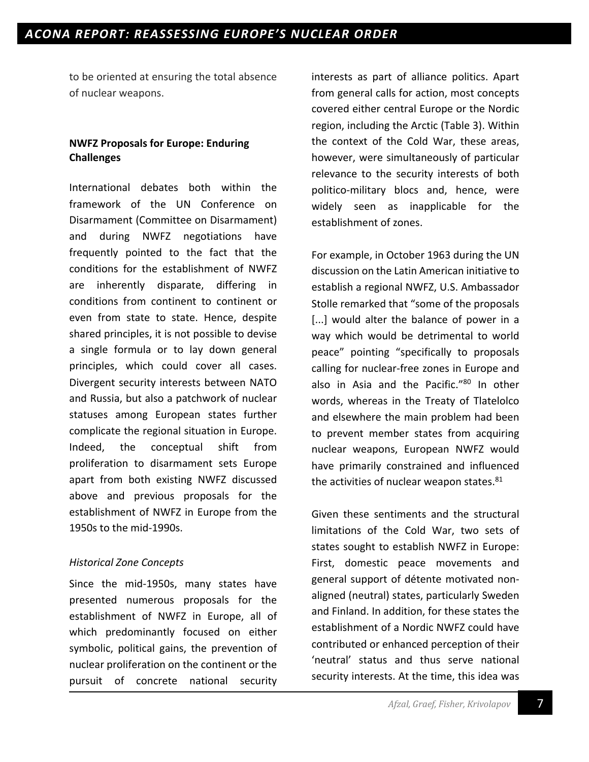to be oriented at ensuring the total absence of nuclear weapons.

### NWFZ Proposals for Europe: Enduring Challenges

International debates both within the framework of the UN Conference on Disarmament (Committee on Disarmament) and during NWFZ negotiations have frequently pointed to the fact that the conditions for the establishment of NWFZ are inherently disparate, differing in conditions from continent to continent or even from state to state. Hence, despite shared principles, it is not possible to devise a single formula or to lay down general principles, which could cover all cases. Divergent security interests between NATO and Russia, but also a patchwork of nuclear statuses among European states further complicate the regional situation in Europe. Indeed, the conceptual shift from proliferation to disarmament sets Europe apart from both existing NWFZ discussed above and previous proposals for the establishment of NWFZ in Europe from the 1950s to the mid-1990s.

#### *Historical Zone Concepts*

Since the mid-1950s, many states have presented numerous proposals for the establishment of NWFZ in Europe, all of which predominantly focused on either symbolic, political gains, the prevention of nuclear proliferation on the continent or the pursuit of concrete national security interests as part of alliance politics. Apart from general calls for action, most concepts covered either central Europe or the Nordic region, including the Arctic (Table 3). Within the context of the Cold War, these areas, however, were simultaneously of particular relevance to the security interests of both politico-military blocs and, hence, were widely seen as inapplicable for the establishment of zones.

For example, in October 1963 during the UN discussion on the Latin American initiative to establish a regional NWFZ, U.S. Ambassador Stolle remarked that "some of the proposals [...] would alter the balance of power in a way which would be detrimental to world peace" pointing "specifically to proposals calling for nuclear-free zones in Europe and also in Asia and the Pacific."[80] In other words, whereas in the Treaty of Tlatelolco and elsewhere the main problem had been to prevent member states from acquiring nuclear weapons, European NWFZ would have primarily constrained and influenced the activities of nuclear weapon states.[81]

Given these sentiments and the structural limitations of the Cold War, two sets of states sought to establish NWFZ in Europe: First, domestic peace movements and general support of détente motivated non-aligned (neutral) states, particularly Sweden and Finland. In addition, for these states the establishment of a Nordic NWFZ could have contributed or enhanced perception of their 'neutral' status and thus serve national security interests. At the time, this idea was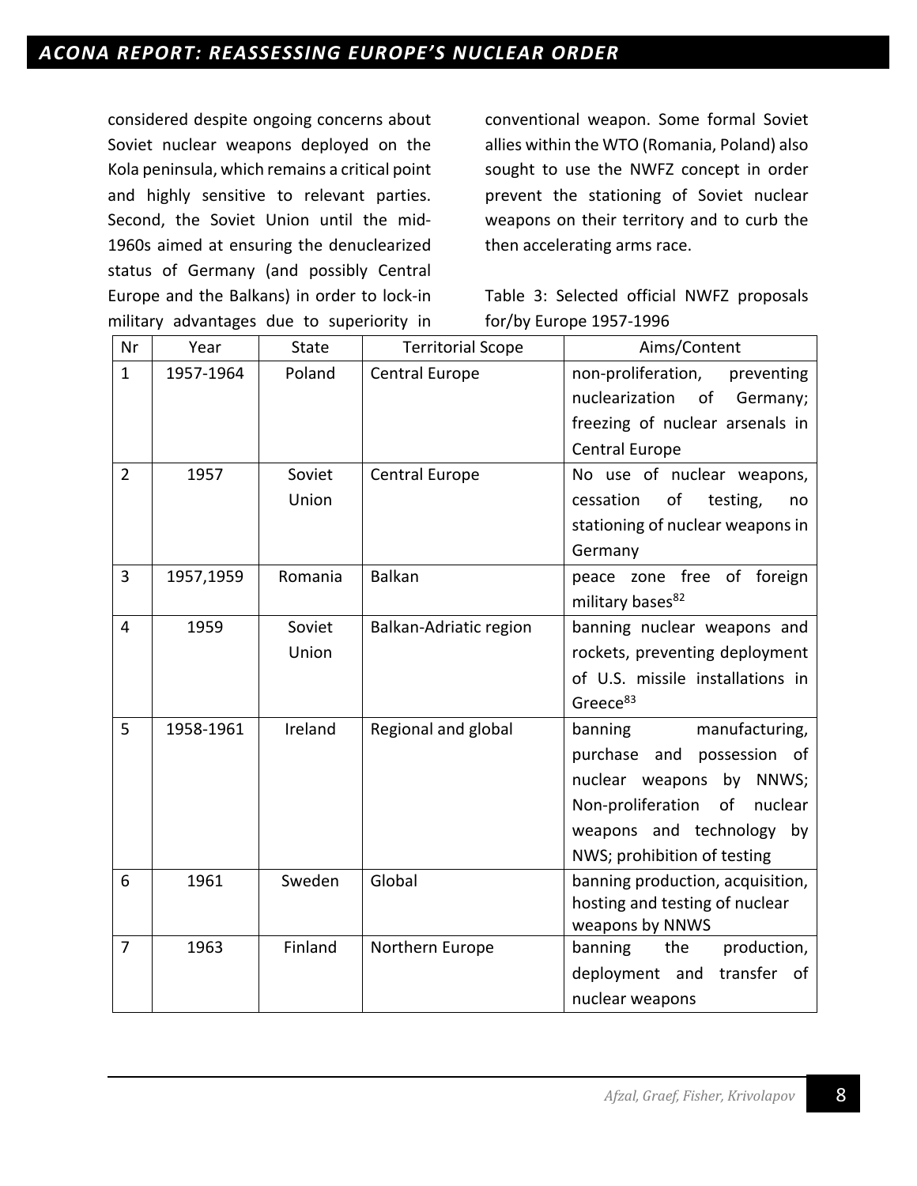considered despite ongoing concerns about Soviet nuclear weapons deployed on the Kola peninsula, which remains a critical point and highly sensitive to relevant parties. Second, the Soviet Union until the mid-1960s aimed at ensuring the denuclearized status of Germany (and possibly Central Europe and the Balkans) in order to lock-in military advantages due to superiority in conventional weapon. Some formal Soviet allies within the WTO (Romania, Poland) also sought to use the NWFZ concept in order prevent the stationing of Soviet nuclear weapons on their territory and to curb the then accelerating arms race.

Table 3: Selected official NWFZ proposals for/by Europe 1957-1996

| Nr | Year | State | Territorial Scope | Aims/Content |
|---|---|---|---|---|
| 1 | 1957-1964 | Poland | Central Europe | non-proliferation, preventing nuclearization of Germany; freezing of nuclear arsenals in Central Europe |
| 2 | 1957 | Soviet Union | Central Europe | No use of nuclear weapons, cessation of testing, no stationing of nuclear weapons in Germany |
| 3 | 1957,1959 | Romania | Balkan | peace zone free of foreign military bases[82] |
| 4 | 1959 | Soviet Union | Balkan-Adriatic region | banning nuclear weapons and rockets, preventing deployment of U.S. missile installations in Greece[83] |
| 5 | 1958-1961 | Ireland | Regional and global | banning manufacturing, purchase and possession of nuclear weapons by NNWS; Non-proliferation of nuclear weapons and technology by NWS; prohibition of testing |
| 6 | 1961 | Sweden | Global | banning production, acquisition, hosting and testing of nuclear weapons by NNWS |
| 7 | 1963 | Finland | Northern Europe | banning the production, deployment and transfer of nuclear weapons |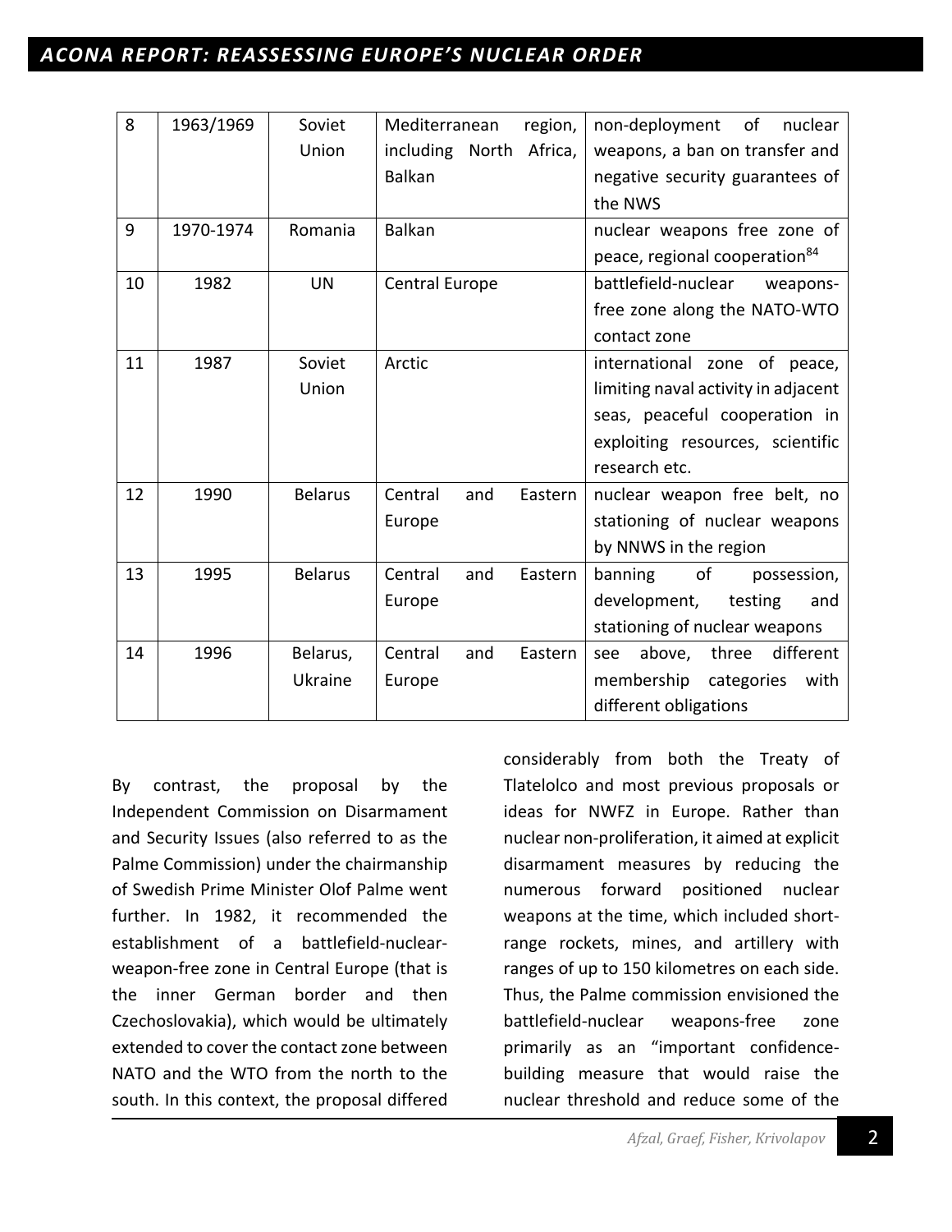| 8 | 1963/1969 | Soviet Union | Mediterranean region, including North Africa, Balkan | non-deployment of nuclear weapons, a ban on transfer and negative security guarantees of the NWS |
|---|---|---|---|---|
| 9 | 1970-1974 | Romania | Balkan | nuclear weapons free zone of peace, regional cooperation[84] |
| 10 | 1982 | UN | Central Europe | battlefield-nuclear weapons-free zone along the NATO-WTO contact zone |
| 11 | 1987 | Soviet Union | Arctic | international zone of peace, limiting naval activity in adjacent seas, peaceful cooperation in exploiting resources, scientific research etc. |
| 12 | 1990 | Belarus | Central and Eastern Europe | nuclear weapon free belt, no stationing of nuclear weapons by NNWS in the region |
| 13 | 1995 | Belarus | Central and Eastern Europe | banning of possession, development, testing and stationing of nuclear weapons |
| 14 | 1996 | Belarus, Ukraine | Central and Eastern Europe | see above, three different membership categories with different obligations |

By contrast, the proposal by the Independent Commission on Disarmament and Security Issues (also referred to as the Palme Commission) under the chairmanship of Swedish Prime Minister Olof Palme went further. In 1982, it recommended the establishment of a battlefield-nuclear-weapon-free zone in Central Europe (that is the inner German border and then Czechoslovakia), which would be ultimately extended to cover the contact zone between NATO and the WTO from the north to the south. In this context, the proposal differed considerably from both the Treaty of Tlatelolco and most previous proposals or ideas for NWFZ in Europe. Rather than nuclear non-proliferation, it aimed at explicit disarmament measures by reducing the numerous forward positioned nuclear weapons at the time, which included short-range rockets, mines, and artillery with ranges of up to 150 kilometres on each side. Thus, the Palme commission envisioned the battlefield-nuclear weapons-free zone primarily as an "important confidence-building measure that would raise the nuclear threshold and reduce some of the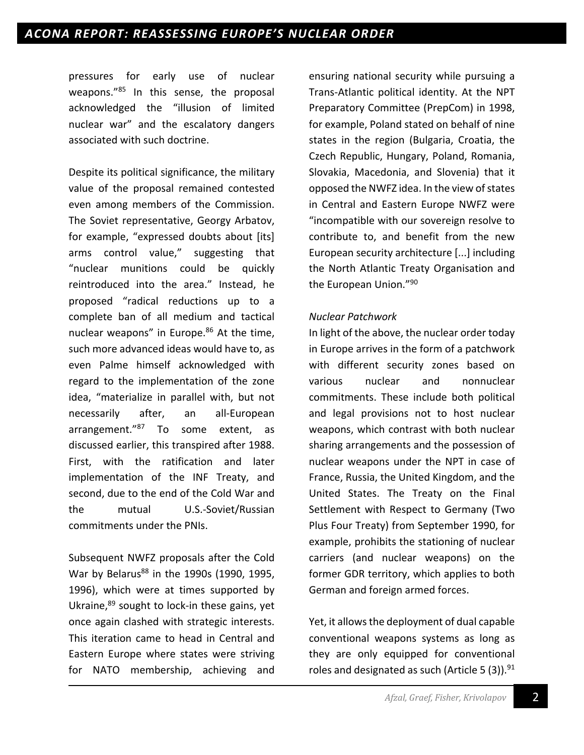pressures for early use of nuclear weapons."[85] In this sense, the proposal acknowledged the "illusion of limited nuclear war" and the escalatory dangers associated with such doctrine.

Despite its political significance, the military value of the proposal remained contested even among members of the Commission. The Soviet representative, Georgy Arbatov, for example, "expressed doubts about [its] arms control value," suggesting that "nuclear munitions could be quickly reintroduced into the area." Instead, he proposed "radical reductions up to a complete ban of all medium and tactical nuclear weapons" in Europe.[86] At the time, such more advanced ideas would have to, as even Palme himself acknowledged with regard to the implementation of the zone idea, "materialize in parallel with, but not necessarily after, an all-European arrangement."[87] To some extent, as discussed earlier, this transpired after 1988. First, with the ratification and later implementation of the INF Treaty, and second, due to the end of the Cold War and the mutual U.S.-Soviet/Russian commitments under the PNIs.

Subsequent NWFZ proposals after the Cold War by Belarus[88] in the 1990s (1990, 1995, 1996), which were at times supported by Ukraine,[89] sought to lock-in these gains, yet once again clashed with strategic interests. This iteration came to head in Central and Eastern Europe where states were striving for NATO membership, achieving and ensuring national security while pursuing a Trans-Atlantic political identity. At the NPT Preparatory Committee (PrepCom) in 1998, for example, Poland stated on behalf of nine states in the region (Bulgaria, Croatia, the Czech Republic, Hungary, Poland, Romania, Slovakia, Macedonia, and Slovenia) that it opposed the NWFZ idea. In the view of states in Central and Eastern Europe NWFZ were "incompatible with our sovereign resolve to contribute to, and benefit from the new European security architecture [...] including the North Atlantic Treaty Organisation and the European Union."[90]

*Nuclear Patchwork*

In light of the above, the nuclear order today in Europe arrives in the form of a patchwork with different security zones based on various nuclear and nonnuclear commitments. These include both political and legal provisions not to host nuclear weapons, which contrast with both nuclear sharing arrangements and the possession of nuclear weapons under the NPT in case of France, Russia, the United Kingdom, and the United States. The Treaty on the Final Settlement with Respect to Germany (Two Plus Four Treaty) from September 1990, for example, prohibits the stationing of nuclear carriers (and nuclear weapons) on the former GDR territory, which applies to both German and foreign armed forces.

Yet, it allows the deployment of dual capable conventional weapons systems as long as they are only equipped for conventional roles and designated as such (Article 5 (3)).[91]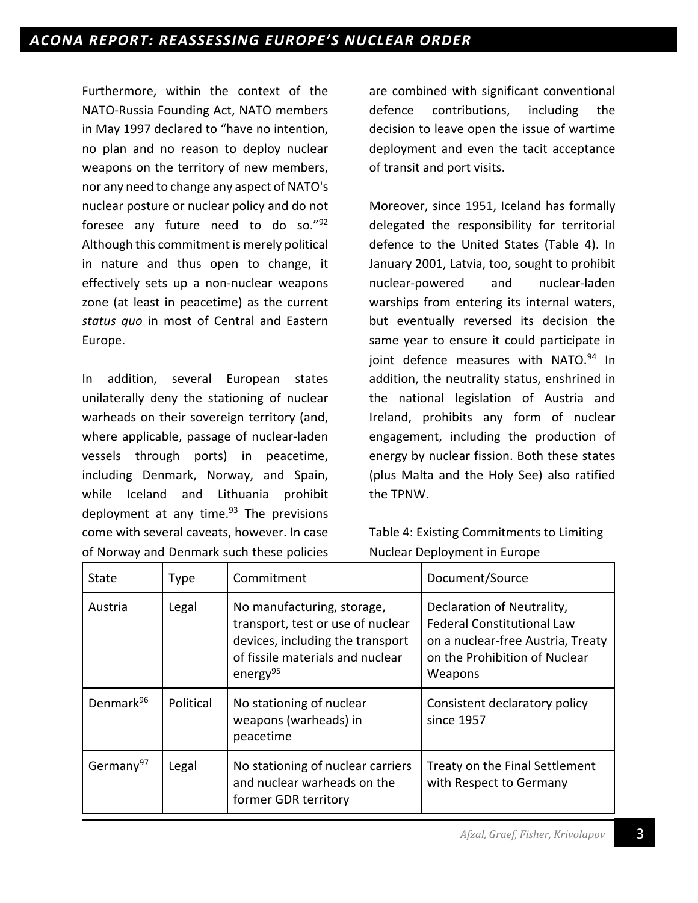Furthermore, within the context of the NATO-Russia Founding Act, NATO members in May 1997 declared to "have no intention, no plan and no reason to deploy nuclear weapons on the territory of new members, nor any need to change any aspect of NATO's nuclear posture or nuclear policy and do not foresee any future need to do so."[92] Although this commitment is merely political in nature and thus open to change, it effectively sets up a non-nuclear weapons zone (at least in peacetime) as the current *status quo* in most of Central and Eastern Europe.

In addition, several European states unilaterally deny the stationing of nuclear warheads on their sovereign territory (and, where applicable, passage of nuclear-laden vessels through ports) in peacetime, including Denmark, Norway, and Spain, while Iceland and Lithuania prohibit deployment at any time.[93] The previsions come with several caveats, however. In case of Norway and Denmark such these policies are combined with significant conventional defence contributions, including the decision to leave open the issue of wartime deployment and even the tacit acceptance of transit and port visits.

Moreover, since 1951, Iceland has formally delegated the responsibility for territorial defence to the United States (Table 4). In January 2001, Latvia, too, sought to prohibit nuclear-powered and nuclear-laden warships from entering its internal waters, but eventually reversed its decision the same year to ensure it could participate in joint defence measures with NATO.[94] In addition, the neutrality status, enshrined in the national legislation of Austria and Ireland, prohibits any form of nuclear engagement, including the production of energy by nuclear fission. Both these states (plus Malta and the Holy See) also ratified the TPNW.

Table 4: Existing Commitments to Limiting Nuclear Deployment in Europe

| State | Type | Commitment | Document/Source |
| --- | --- | --- | --- |
| Austria | Legal | No manufacturing, storage, transport, test or use of nuclear devices, including the transport of fissile materials and nuclear energy[95] | Declaration of Neutrality, Federal Constitutional Law on a nuclear-free Austria, Treaty on the Prohibition of Nuclear Weapons |
| Denmark[96] | Political | No stationing of nuclear weapons (warheads) in peacetime | Consistent declaratory policy since 1957 |
| Germany[97] | Legal | No stationing of nuclear carriers and nuclear warheads on the former GDR territory | Treaty on the Final Settlement with Respect to Germany |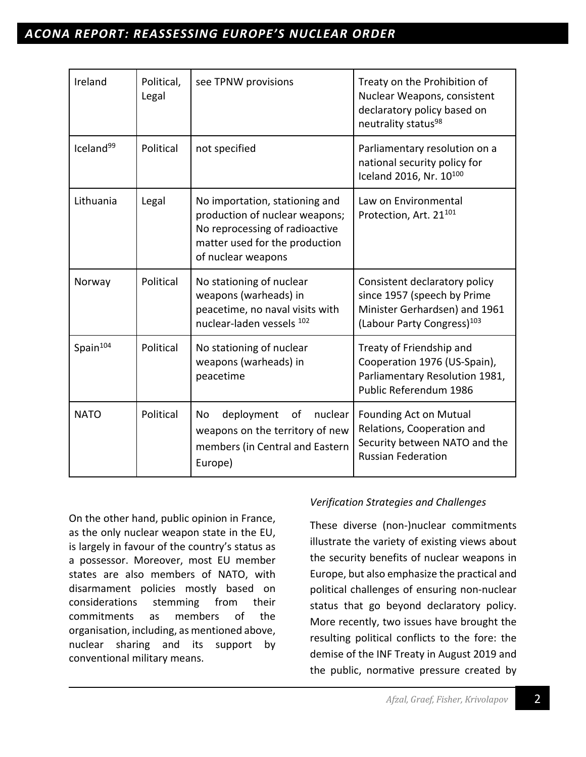| Ireland | Political, Legal | see TPNW provisions | Treaty on the Prohibition of Nuclear Weapons, consistent declaratory policy based on neutrality status[98] |
|---|---|---|---|
| Iceland[99] | Political | not specified | Parliamentary resolution on a national security policy for Iceland 2016, Nr. 10[100] |
| Lithuania | Legal | No importation, stationing and production of nuclear weapons; No reprocessing of radioactive matter used for the production of nuclear weapons | Law on Environmental Protection, Art. 21[101] |
| Norway | Political | No stationing of nuclear weapons (warheads) in peacetime, no naval visits with nuclear-laden vessels [102] | Consistent declaratory policy since 1957 (speech by Prime Minister Gerhardsen) and 1961 (Labour Party Congress)[103] |
| Spain[104] | Political | No stationing of nuclear weapons (warheads) in peacetime | Treaty of Friendship and Cooperation 1976 (US-Spain), Parliamentary Resolution 1981, Public Referendum 1986 |
| NATO | Political | No deployment of nuclear weapons on the territory of new members (in Central and Eastern Europe) | Founding Act on Mutual Relations, Cooperation and Security between NATO and the Russian Federation |

On the other hand, public opinion in France, as the only nuclear weapon state in the EU, is largely in favour of the country's status as a possessor. Moreover, most EU member states are also members of NATO, with disarmament policies mostly based on considerations stemming from their commitments as members of the organisation, including, as mentioned above, nuclear sharing and its support by conventional military means.

*Verification Strategies and Challenges*

These diverse (non-)nuclear commitments illustrate the variety of existing views about the security benefits of nuclear weapons in Europe, but also emphasize the practical and political challenges of ensuring non-nuclear status that go beyond declaratory policy. More recently, two issues have brought the resulting political conflicts to the fore: the demise of the INF Treaty in August 2019 and the public, normative pressure created by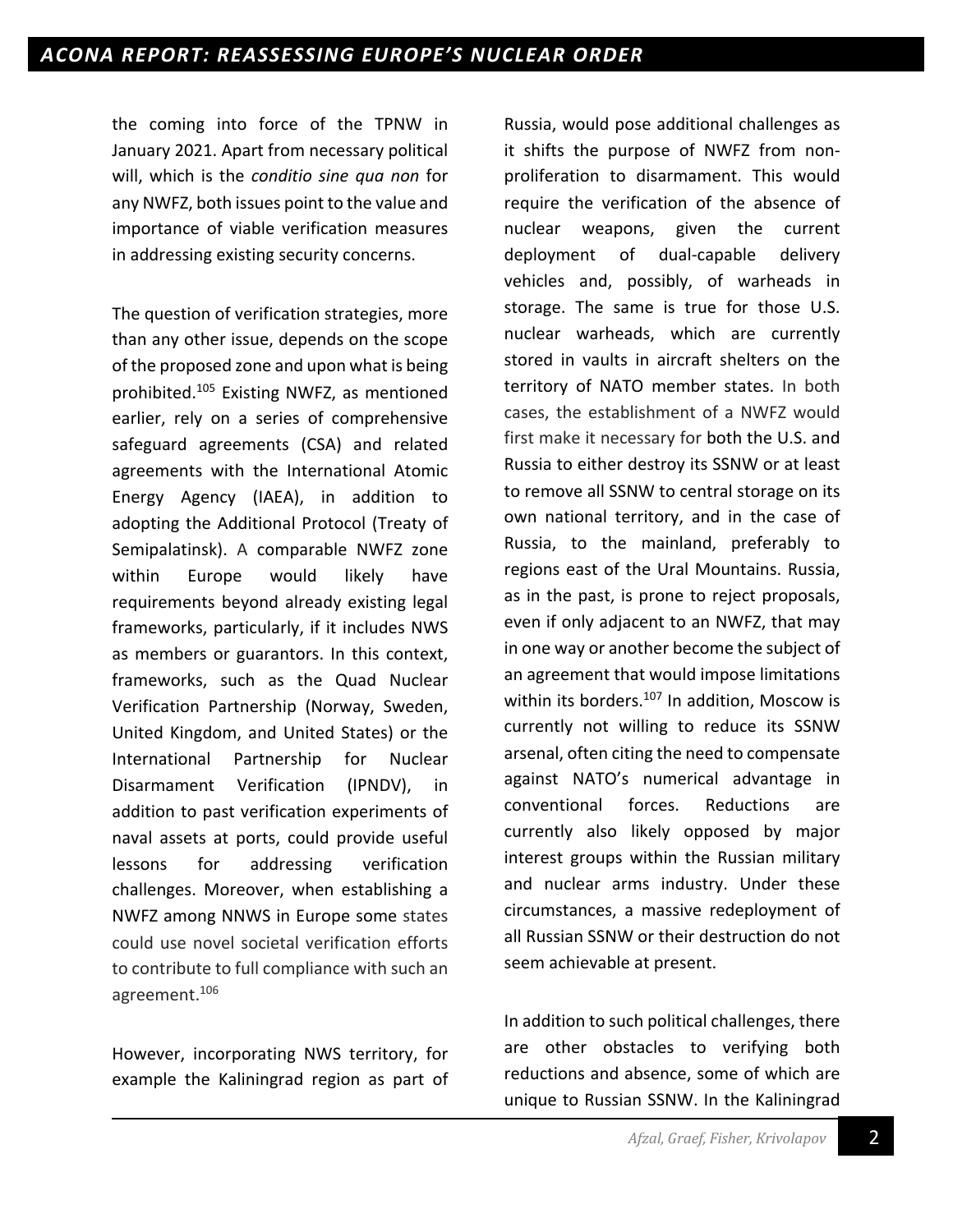the coming into force of the TPNW in January 2021. Apart from necessary political will, which is the *conditio sine qua non* for any NWFZ, both issues point to the value and importance of viable verification measures in addressing existing security concerns.

The question of verification strategies, more than any other issue, depends on the scope of the proposed zone and upon what is being prohibited.[105] Existing NWFZ, as mentioned earlier, rely on a series of comprehensive safeguard agreements (CSA) and related agreements with the International Atomic Energy Agency (IAEA), in addition to adopting the Additional Protocol (Treaty of Semipalatinsk). A comparable NWFZ zone within Europe would likely have requirements beyond already existing legal frameworks, particularly, if it includes NWS as members or guarantors. In this context, frameworks, such as the Quad Nuclear Verification Partnership (Norway, Sweden, United Kingdom, and United States) or the International Partnership for Nuclear Disarmament Verification (IPNDV), in addition to past verification experiments of naval assets at ports, could provide useful lessons for addressing verification challenges. Moreover, when establishing a NWFZ among NNWS in Europe some states could use novel societal verification efforts to contribute to full compliance with such an agreement.[106]

However, incorporating NWS territory, for example the Kaliningrad region as part of Russia, would pose additional challenges as it shifts the purpose of NWFZ from non-proliferation to disarmament. This would require the verification of the absence of nuclear weapons, given the current deployment of dual-capable delivery vehicles and, possibly, of warheads in storage. The same is true for those U.S. nuclear warheads, which are currently stored in vaults in aircraft shelters on the territory of NATO member states. In both cases, the establishment of a NWFZ would first make it necessary for both the U.S. and Russia to either destroy its SSNW or at least to remove all SSNW to central storage on its own national territory, and in the case of Russia, to the mainland, preferably to regions east of the Ural Mountains. Russia, as in the past, is prone to reject proposals, even if only adjacent to an NWFZ, that may in one way or another become the subject of an agreement that would impose limitations within its borders.[107] In addition, Moscow is currently not willing to reduce its SSNW arsenal, often citing the need to compensate against NATO's numerical advantage in conventional forces. Reductions are currently also likely opposed by major interest groups within the Russian military and nuclear arms industry. Under these circumstances, a massive redeployment of all Russian SSNW or their destruction do not seem achievable at present.

In addition to such political challenges, there are other obstacles to verifying both reductions and absence, some of which are unique to Russian SSNW. In the Kaliningrad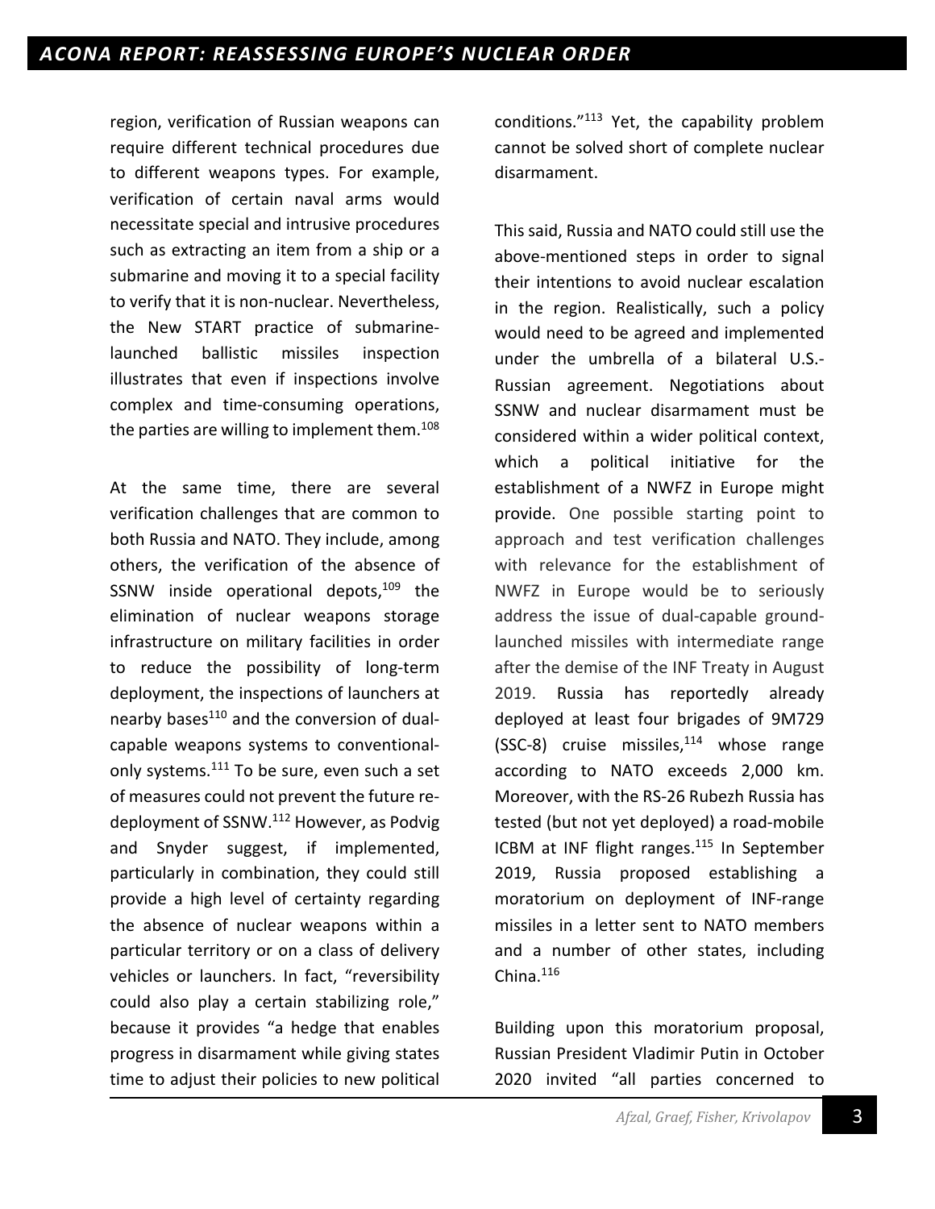region, verification of Russian weapons can require different technical procedures due to different weapons types. For example, verification of certain naval arms would necessitate special and intrusive procedures such as extracting an item from a ship or a submarine and moving it to a special facility to verify that it is non-nuclear. Nevertheless, the New START practice of submarine-launched ballistic missiles inspection illustrates that even if inspections involve complex and time-consuming operations, the parties are willing to implement them.[108]

At the same time, there are several verification challenges that are common to both Russia and NATO. They include, among others, the verification of the absence of SSNW inside operational depots,[109] the elimination of nuclear weapons storage infrastructure on military facilities in order to reduce the possibility of long-term deployment, the inspections of launchers at nearby bases[110] and the conversion of dual-capable weapons systems to conventional-only systems.[111] To be sure, even such a set of measures could not prevent the future re-deployment of SSNW.[112] However, as Podvig and Snyder suggest, if implemented, particularly in combination, they could still provide a high level of certainty regarding the absence of nuclear weapons within a particular territory or on a class of delivery vehicles or launchers. In fact, "reversibility could also play a certain stabilizing role," because it provides "a hedge that enables progress in disarmament while giving states time to adjust their policies to new political conditions."[113] Yet, the capability problem cannot be solved short of complete nuclear disarmament.

This said, Russia and NATO could still use the above-mentioned steps in order to signal their intentions to avoid nuclear escalation in the region. Realistically, such a policy would need to be agreed and implemented under the umbrella of a bilateral U.S.-Russian agreement. Negotiations about SSNW and nuclear disarmament must be considered within a wider political context, which a political initiative for the establishment of a NWFZ in Europe might provide. One possible starting point to approach and test verification challenges with relevance for the establishment of NWFZ in Europe would be to seriously address the issue of dual-capable ground-launched missiles with intermediate range after the demise of the INF Treaty in August 2019. Russia has reportedly already deployed at least four brigades of 9M729 (SSC-8) cruise missiles,[114] whose range according to NATO exceeds 2,000 km. Moreover, with the RS-26 Rubezh Russia has tested (but not yet deployed) a road-mobile ICBM at INF flight ranges.[115] In September 2019, Russia proposed establishing a moratorium on deployment of INF-range missiles in a letter sent to NATO members and a number of other states, including China.[116]

Building upon this moratorium proposal, Russian President Vladimir Putin in October 2020 invited "all parties concerned to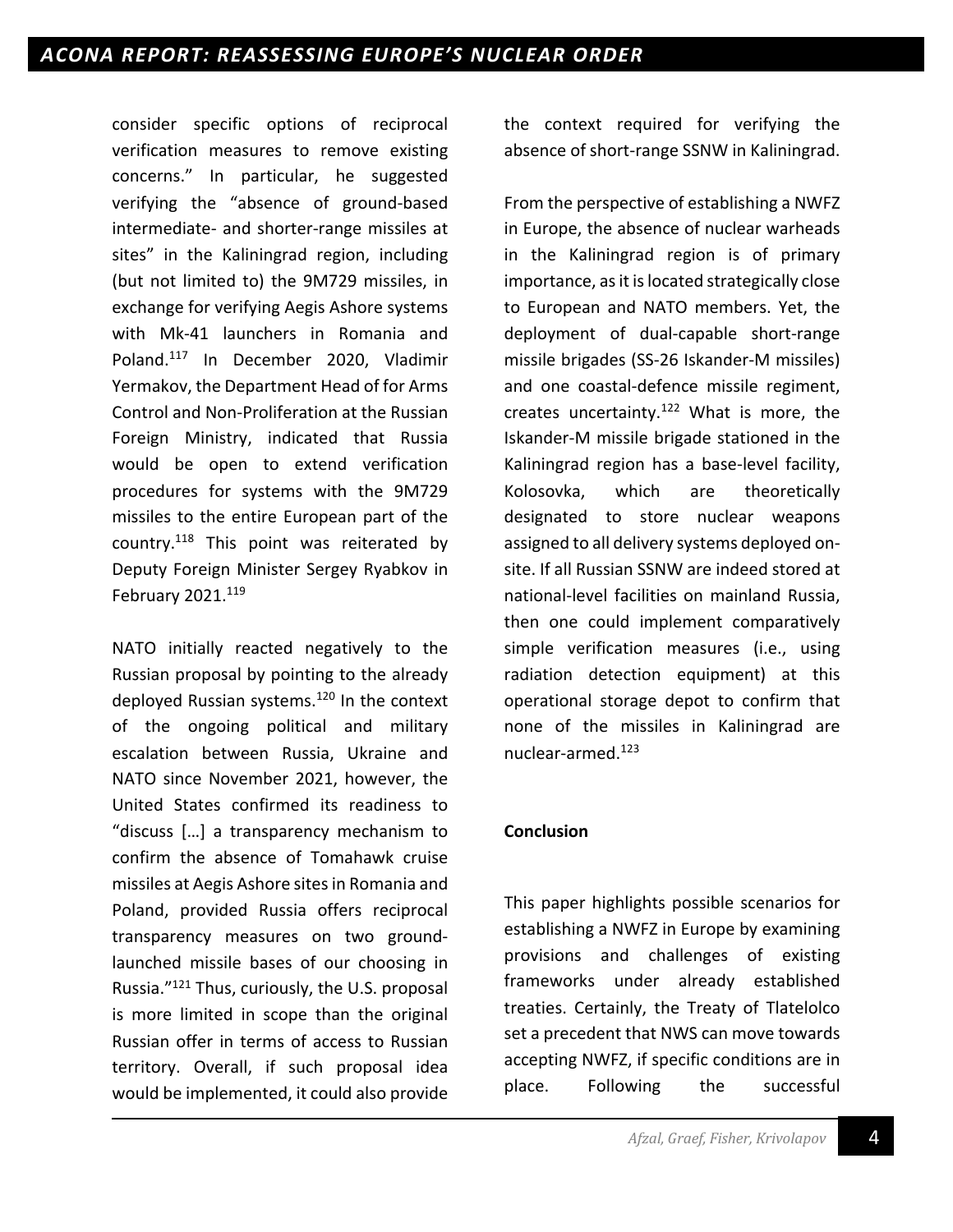consider specific options of reciprocal verification measures to remove existing concerns." In particular, he suggested verifying the "absence of ground-based intermediate- and shorter-range missiles at sites" in the Kaliningrad region, including (but not limited to) the 9M729 missiles, in exchange for verifying Aegis Ashore systems with Mk-41 launchers in Romania and Poland.[117] In December 2020, Vladimir Yermakov, the Department Head of for Arms Control and Non-Proliferation at the Russian Foreign Ministry, indicated that Russia would be open to extend verification procedures for systems with the 9M729 missiles to the entire European part of the country.[118] This point was reiterated by Deputy Foreign Minister Sergey Ryabkov in February 2021.[119]

NATO initially reacted negatively to the Russian proposal by pointing to the already deployed Russian systems.[120] In the context of the ongoing political and military escalation between Russia, Ukraine and NATO since November 2021, however, the United States confirmed its readiness to "discuss […] a transparency mechanism to confirm the absence of Tomahawk cruise missiles at Aegis Ashore sites in Romania and Poland, provided Russia offers reciprocal transparency measures on two ground-launched missile bases of our choosing in Russia."[121] Thus, curiously, the U.S. proposal is more limited in scope than the original Russian offer in terms of access to Russian territory. Overall, if such proposal idea would be implemented, it could also provide the context required for verifying the absence of short-range SSNW in Kaliningrad.

From the perspective of establishing a NWFZ in Europe, the absence of nuclear warheads in the Kaliningrad region is of primary importance, as it is located strategically close to European and NATO members. Yet, the deployment of dual-capable short-range missile brigades (SS-26 Iskander-M missiles) and one coastal-defence missile regiment, creates uncertainty.[122] What is more, the Iskander-M missile brigade stationed in the Kaliningrad region has a base-level facility, Kolosovka, which are theoretically designated to store nuclear weapons assigned to all delivery systems deployed on-site. If all Russian SSNW are indeed stored at national-level facilities on mainland Russia, then one could implement comparatively simple verification measures (i.e., using radiation detection equipment) at this operational storage depot to confirm that none of the missiles in Kaliningrad are nuclear-armed.[123]

**Conclusion**

This paper highlights possible scenarios for establishing a NWFZ in Europe by examining provisions and challenges of existing frameworks under already established treaties. Certainly, the Treaty of Tlatelolco set a precedent that NWS can move towards accepting NWFZ, if specific conditions are in place. Following the successful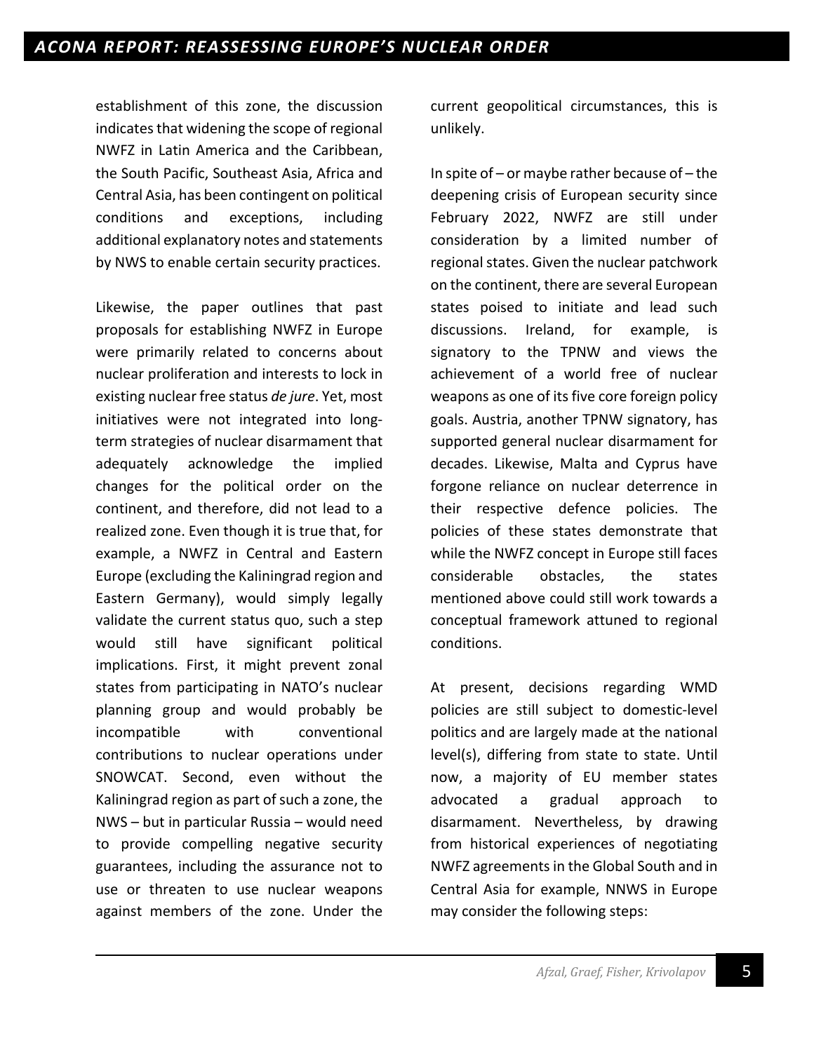establishment of this zone, the discussion indicates that widening the scope of regional NWFZ in Latin America and the Caribbean, the South Pacific, Southeast Asia, Africa and Central Asia, has been contingent on political conditions and exceptions, including additional explanatory notes and statements by NWS to enable certain security practices.

Likewise, the paper outlines that past proposals for establishing NWFZ in Europe were primarily related to concerns about nuclear proliferation and interests to lock in existing nuclear free status *de jure*. Yet, most initiatives were not integrated into long-term strategies of nuclear disarmament that adequately acknowledge the implied changes for the political order on the continent, and therefore, did not lead to a realized zone. Even though it is true that, for example, a NWFZ in Central and Eastern Europe (excluding the Kaliningrad region and Eastern Germany), would simply legally validate the current status quo, such a step would still have significant political implications. First, it might prevent zonal states from participating in NATO's nuclear planning group and would probably be incompatible with conventional contributions to nuclear operations under SNOWCAT. Second, even without the Kaliningrad region as part of such a zone, the NWS – but in particular Russia – would need to provide compelling negative security guarantees, including the assurance not to use or threaten to use nuclear weapons against members of the zone. Under the current geopolitical circumstances, this is unlikely.

In spite of – or maybe rather because of – the deepening crisis of European security since February 2022, NWFZ are still under consideration by a limited number of regional states. Given the nuclear patchwork on the continent, there are several European states poised to initiate and lead such discussions. Ireland, for example, is signatory to the TPNW and views the achievement of a world free of nuclear weapons as one of its five core foreign policy goals. Austria, another TPNW signatory, has supported general nuclear disarmament for decades. Likewise, Malta and Cyprus have forgone reliance on nuclear deterrence in their respective defence policies. The policies of these states demonstrate that while the NWFZ concept in Europe still faces considerable obstacles, the states mentioned above could still work towards a conceptual framework attuned to regional conditions.

At present, decisions regarding WMD policies are still subject to domestic-level politics and are largely made at the national level(s), differing from state to state. Until now, a majority of EU member states advocated a gradual approach to disarmament. Nevertheless, by drawing from historical experiences of negotiating NWFZ agreements in the Global South and in Central Asia for example, NNWS in Europe may consider the following steps: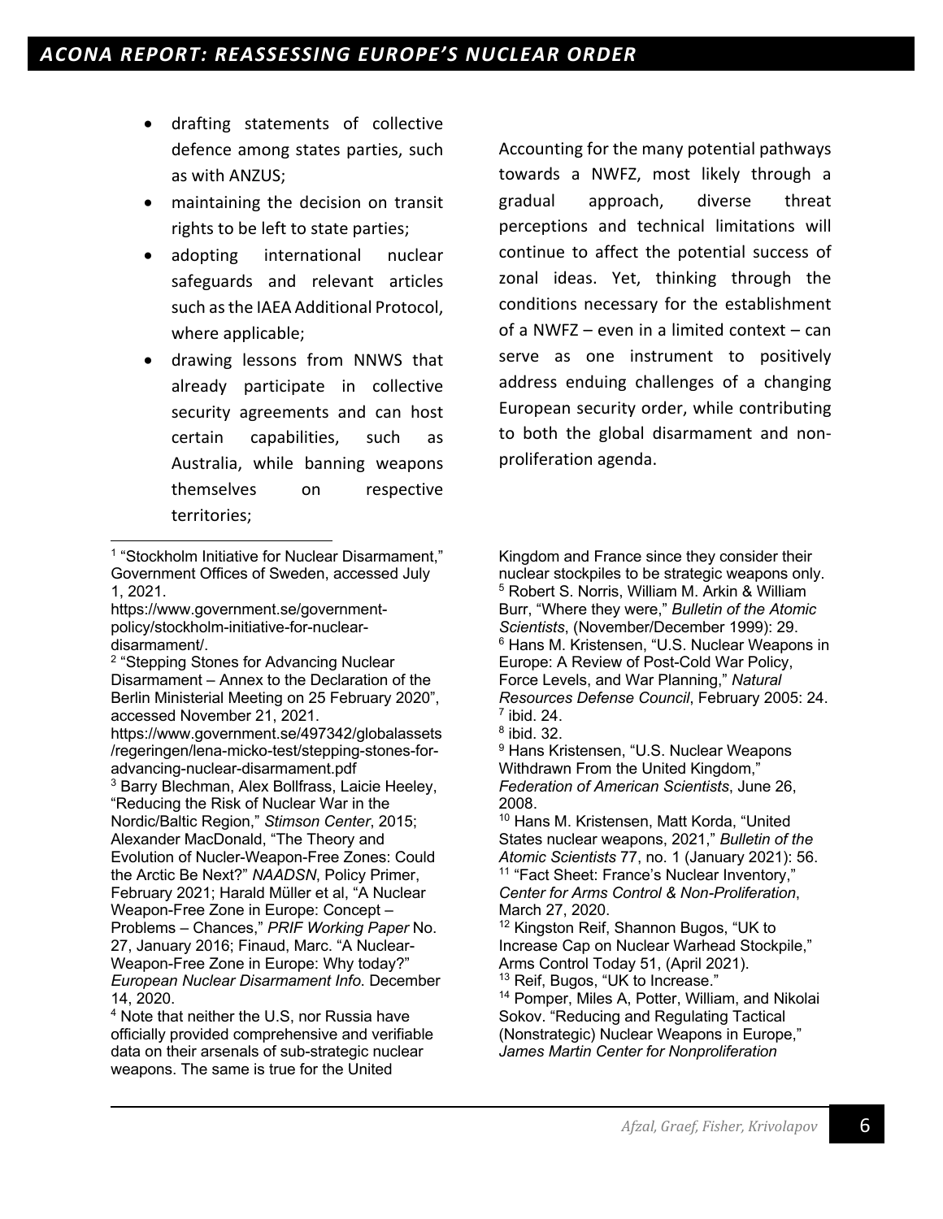- drafting statements of collective defence among states parties, such as with ANZUS;
- maintaining the decision on transit rights to be left to state parties;
- adopting international nuclear safeguards and relevant articles such as the IAEA Additional Protocol, where applicable;
- drawing lessons from NNWS that already participate in collective security agreements and can host certain capabilities, such as Australia, while banning weapons themselves on respective territories;

Accounting for the many potential pathways towards a NWFZ, most likely through a gradual approach, diverse threat perceptions and technical limitations will continue to affect the potential success of zonal ideas. Yet, thinking through the conditions necessary for the establishment of a NWFZ – even in a limited context – can serve as one instrument to positively address enduing challenges of a changing European security order, while contributing to both the global disarmament and non-proliferation agenda.

---

[1] "Stockholm Initiative for Nuclear Disarmament," Government Offices of Sweden, accessed July 1, 2021. https://www.government.se/government-policy/stockholm-initiative-for-nuclear-disarmament/.

[2] "Stepping Stones for Advancing Nuclear Disarmament – Annex to the Declaration of the Berlin Ministerial Meeting on 25 February 2020", accessed November 21, 2021. https://www.government.se/497342/globalassets/regeringen/lena-micko-test/stepping-stones-for-advancing-nuclear-disarmament.pdf

[3] Barry Blechman, Alex Bollfrass, Laicie Heeley, "Reducing the Risk of Nuclear War in the Nordic/Baltic Region," *Stimson Center*, 2015; Alexander MacDonald, "The Theory and Evolution of Nucler-Weapon-Free Zones: Could the Arctic Be Next?" *NAADSN*, Policy Primer, February 2021; Harald Müller et al, "A Nuclear Weapon-Free Zone in Europe: Concept – Problems – Chances," *PRIF Working Paper* No. 27, January 2016; Finaud, Marc. "A Nuclear-Weapon-Free Zone in Europe: Why today?" *European Nuclear Disarmament Info*. December 14, 2020.

[4] Note that neither the U.S, nor Russia have officially provided comprehensive and verifiable data on their arsenals of sub-strategic nuclear weapons. The same is true for the United Kingdom and France since they consider their nuclear stockpiles to be strategic weapons only.

[5] Robert S. Norris, William M. Arkin & William Burr, "Where they were," *Bulletin of the Atomic Scientists*, (November/December 1999): 29.

[6] Hans M. Kristensen, "U.S. Nuclear Weapons in Europe: A Review of Post-Cold War Policy, Force Levels, and War Planning," *Natural Resources Defense Council*, February 2005: 24.

[7] ibid. 24.

[8] ibid. 32.

[9] Hans Kristensen, "U.S. Nuclear Weapons Withdrawn From the United Kingdom," *Federation of American Scientists*, June 26, 2008.

[10] Hans M. Kristensen, Matt Korda, "United States nuclear weapons, 2021," *Bulletin of the Atomic Scientists* 77, no. 1 (January 2021): 56.

[11] "Fact Sheet: France's Nuclear Inventory," *Center for Arms Control & Non-Proliferation*, March 27, 2020.

[12] Kingston Reif, Shannon Bugos, "UK to Increase Cap on Nuclear Warhead Stockpile," Arms Control Today 51, (April 2021).

[13] Reif, Bugos, "UK to Increase."

[14] Pomper, Miles A, Potter, William, and Nikolai Sokov. "Reducing and Regulating Tactical (Nonstrategic) Nuclear Weapons in Europe," *James Martin Center for Nonproliferation*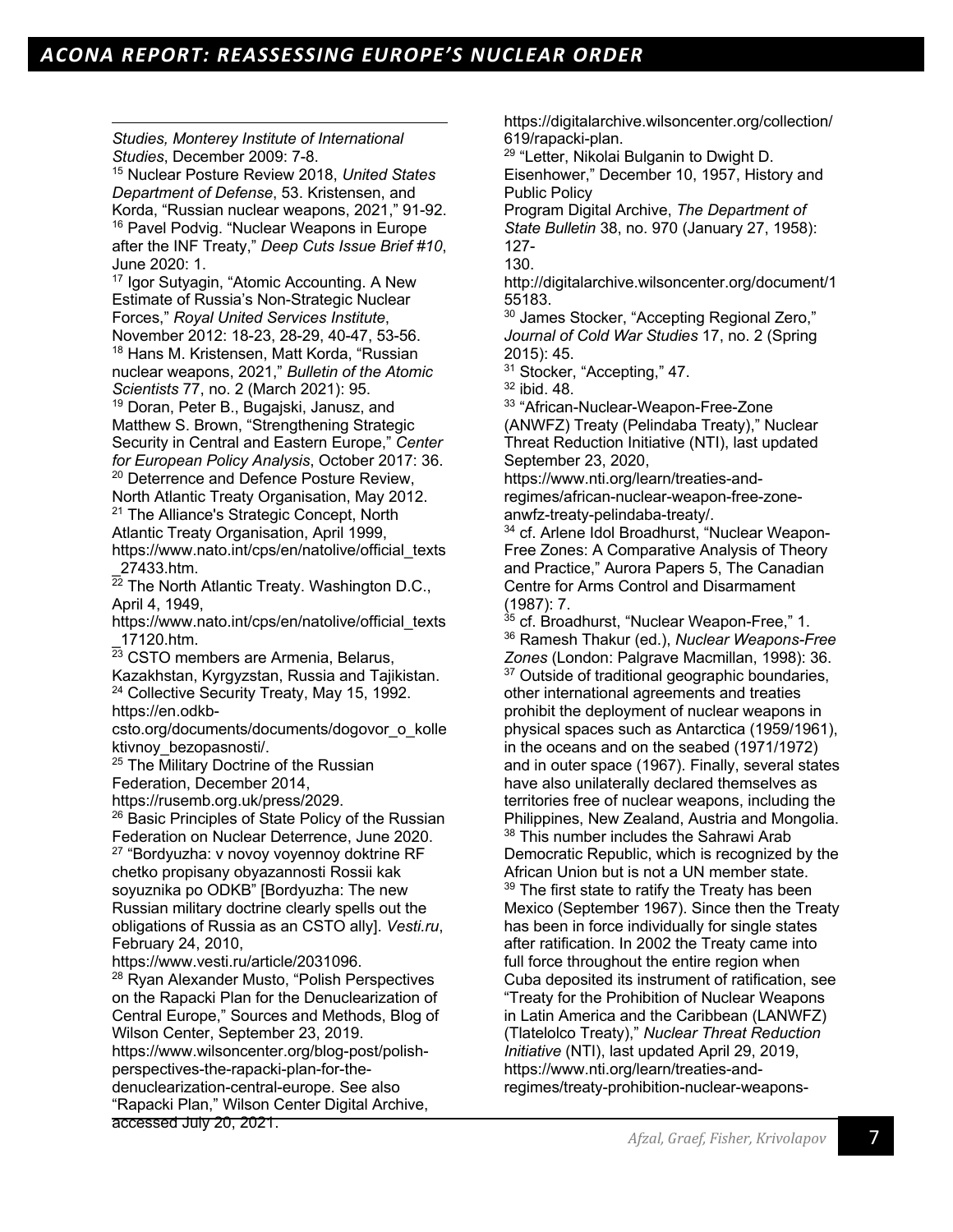*Studies, Monterey Institute of International Studies*, December 2009: 7-8.

[15] Nuclear Posture Review 2018, *United States Department of Defense*, 53. Kristensen, and Korda, "Russian nuclear weapons, 2021," 91-92.

[16] Pavel Podvig. "Nuclear Weapons in Europe after the INF Treaty," *Deep Cuts Issue Brief #10*, June 2020: 1.

[17] Igor Sutyagin, "Atomic Accounting. A New Estimate of Russia's Non-Strategic Nuclear Forces," *Royal United Services Institute*, November 2012: 18-23, 28-29, 40-47, 53-56.

[18] Hans M. Kristensen, Matt Korda, "Russian nuclear weapons, 2021," *Bulletin of the Atomic Scientists* 77, no. 2 (March 2021): 95.

[19] Doran, Peter B., Bugajski, Janusz, and Matthew S. Brown, "Strengthening Strategic Security in Central and Eastern Europe," *Center for European Policy Analysis*, October 2017: 36.

[20] Deterrence and Defence Posture Review, North Atlantic Treaty Organisation, May 2012.

[21] The Alliance's Strategic Concept, North Atlantic Treaty Organisation, April 1999, https://www.nato.int/cps/en/natolive/official_texts_27433.htm.

[22] The North Atlantic Treaty. Washington D.C., April 4, 1949, https://www.nato.int/cps/en/natolive/official_texts_17120.htm.

[23] CSTO members are Armenia, Belarus, Kazakhstan, Kyrgyzstan, Russia and Tajikistan.

[24] Collective Security Treaty, May 15, 1992. https://en.odkb-csto.org/documents/documents/dogovor_o_kollektivnoy_bezopasnosti/.

[25] The Military Doctrine of the Russian Federation, December 2014, https://rusemb.org.uk/press/2029.

[26] Basic Principles of State Policy of the Russian Federation on Nuclear Deterrence, June 2020.

[27] "Bordyuzha: v novoy voyennoy doktrine RF chetko propisany obyazannosti Rossii kak soyuznika po ODKB" [Bordyuzha: The new Russian military doctrine clearly spells out the obligations of Russia as an CSTO ally]. *Vesti.ru*, February 24, 2010, https://www.vesti.ru/article/2031096.

[28] Ryan Alexander Musto, "Polish Perspectives on the Rapacki Plan for the Denuclearization of Central Europe," Sources and Methods, Blog of Wilson Center, September 23, 2019. https://www.wilsoncenter.org/blog-post/polish-perspectives-the-rapacki-plan-for-the-denuclearization-central-europe. See also "Rapacki Plan," Wilson Center Digital Archive, accessed July 20, 2021. https://digitalarchive.wilsoncenter.org/collection/619/rapacki-plan.

[29] "Letter, Nikolai Bulganin to Dwight D. Eisenhower," December 10, 1957, History and Public Policy Program Digital Archive, *The Department of State Bulletin* 38, no. 970 (January 27, 1958): 127-130. http://digitalarchive.wilsoncenter.org/document/155183.

[30] James Stocker, "Accepting Regional Zero," *Journal of Cold War Studies* 17, no. 2 (Spring 2015): 45.

[31] Stocker, "Accepting," 47.

[32] ibid. 48.

[33] "African-Nuclear-Weapon-Free-Zone (ANWFZ) Treaty (Pelindaba Treaty)," Nuclear Threat Reduction Initiative (NTI), last updated September 23, 2020, https://www.nti.org/learn/treaties-and-regimes/african-nuclear-weapon-free-zone-anwfz-treaty-pelindaba-treaty/.

[34] cf. Arlene Idol Broadhurst, "Nuclear Weapon-Free Zones: A Comparative Analysis of Theory and Practice," Aurora Papers 5, The Canadian Centre for Arms Control and Disarmament (1987): 7.

[35] cf. Broadhurst, "Nuclear Weapon-Free," 1.

[36] Ramesh Thakur (ed.), *Nuclear Weapons-Free Zones* (London: Palgrave Macmillan, 1998): 36.

[37] Outside of traditional geographic boundaries, other international agreements and treaties prohibit the deployment of nuclear weapons in physical spaces such as Antarctica (1959/1961), in the oceans and on the seabed (1971/1972) and in outer space (1967). Finally, several states have also unilaterally declared themselves as territories free of nuclear weapons, including the Philippines, New Zealand, Austria and Mongolia.

[38] This number includes the Sahrawi Arab Democratic Republic, which is recognized by the African Union but is not a UN member state.

[39] The first state to ratify the Treaty has been Mexico (September 1967). Since then the Treaty has been in force individually for single states after ratification. In 2002 the Treaty came into full force throughout the entire region when Cuba deposited its instrument of ratification, see "Treaty for the Prohibition of Nuclear Weapons in Latin America and the Caribbean (LANWFZ) (Tlatelolco Treaty)," *Nuclear Threat Reduction Initiative* (NTI), last updated April 29, 2019, https://www.nti.org/learn/treaties-and-regimes/treaty-prohibition-nuclear-weapons-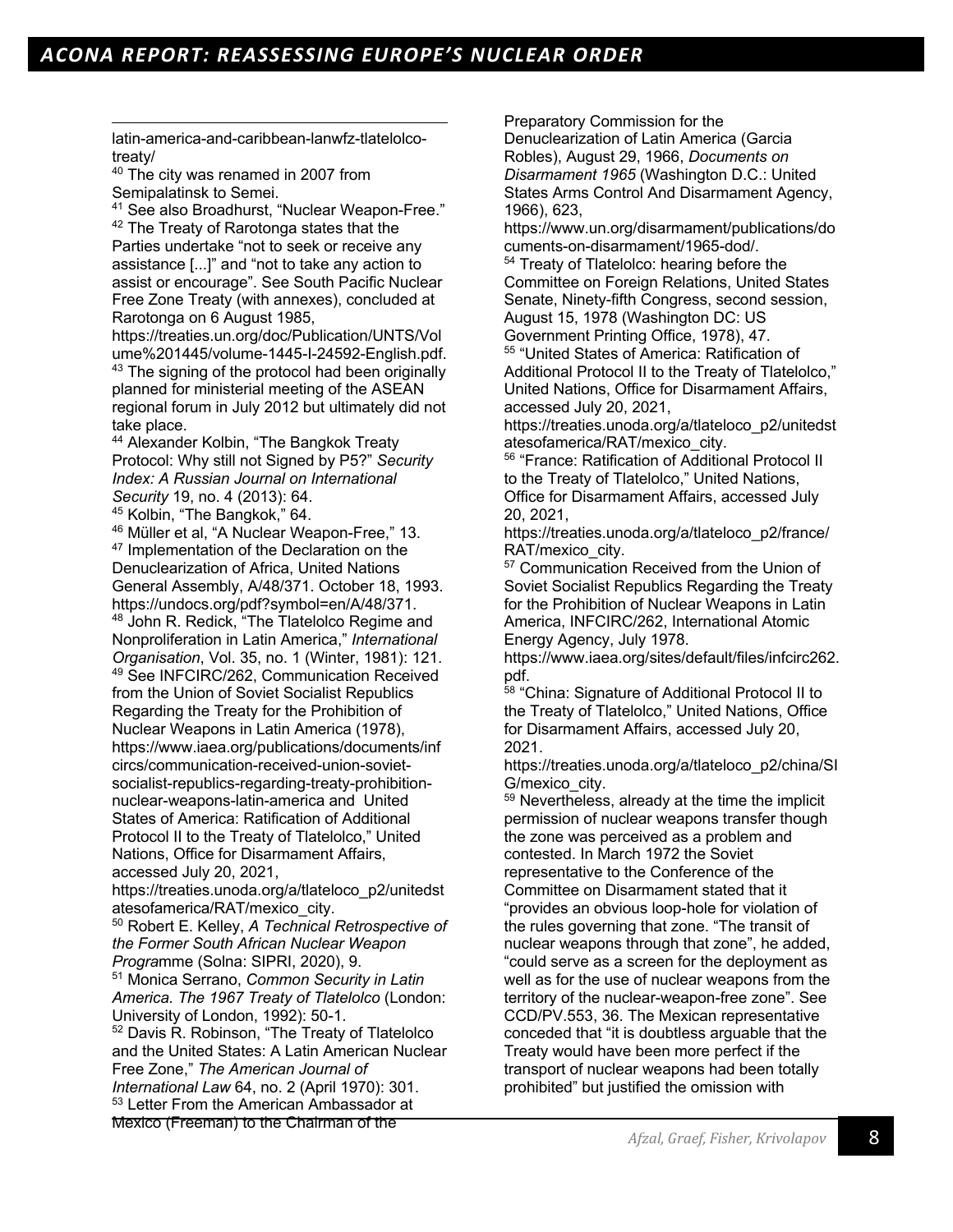latin-america-and-caribbean-lanwfz-tlatelolco-treaty/

[40] The city was renamed in 2007 from Semipalatinsk to Semei.

[41] See also Broadhurst, "Nuclear Weapon-Free."

[42] The Treaty of Rarotonga states that the Parties undertake "not to seek or receive any assistance [...]" and "not to take any action to assist or encourage". See South Pacific Nuclear Free Zone Treaty (with annexes), concluded at Rarotonga on 6 August 1985, https://treaties.un.org/doc/Publication/UNTS/Volume%201445/volume-1445-I-24592-English.pdf.

[43] The signing of the protocol had been originally planned for ministerial meeting of the ASEAN regional forum in July 2012 but ultimately did not take place.

[44] Alexander Kolbin, "The Bangkok Treaty Protocol: Why still not Signed by P5?" *Security Index: A Russian Journal on International Security* 19, no. 4 (2013): 64.

[45] Kolbin, "The Bangkok," 64.

[46] Müller et al, "A Nuclear Weapon-Free," 13.

[47] Implementation of the Declaration on the Denuclearization of Africa, United Nations General Assembly, A/48/371. October 18, 1993. https://undocs.org/pdf?symbol=en/A/48/371.

[48] John R. Redick, "The Tlatelolco Regime and Nonproliferation in Latin America," *International Organisation*, Vol. 35, no. 1 (Winter, 1981): 121.

[49] See INFCIRC/262, Communication Received from the Union of Soviet Socialist Republics Regarding the Treaty for the Prohibition of Nuclear Weapons in Latin America (1978), https://www.iaea.org/publications/documents/infcircs/communication-received-union-soviet-socialist-republics-regarding-treaty-prohibition-nuclear-weapons-latin-america and United States of America: Ratification of Additional Protocol II to the Treaty of Tlatelolco," United Nations, Office for Disarmament Affairs, accessed July 20, 2021, https://treaties.unoda.org/a/tlateloco_p2/unitedstatesofamerica/RAT/mexico_city.

[50] Robert E. Kelley, *A Technical Retrospective of the Former South African Nuclear Weapon Programme* (Solna: SIPRI, 2020), 9.

[51] Monica Serrano, *Common Security in Latin America. The 1967 Treaty of Tlatelolco* (London: University of London, 1992): 50-1.

[52] Davis R. Robinson, "The Treaty of Tlatelolco and the United States: A Latin American Nuclear Free Zone," *The American Journal of International Law* 64, no. 2 (April 1970): 301.

[53] Letter From the American Ambassador at Mexico (Freeman) to the Chairman of the Preparatory Commission for the Denuclearization of Latin America (Garcia Robles), August 29, 1966, *Documents on Disarmament 1965* (Washington D.C.: United States Arms Control And Disarmament Agency, 1966), 623, https://www.un.org/disarmament/publications/documents-on-disarmament/1965-dod/.

[54] Treaty of Tlatelolco: hearing before the Committee on Foreign Relations, United States Senate, Ninety-fifth Congress, second session, August 15, 1978 (Washington DC: US Government Printing Office, 1978), 47.

[55] "United States of America: Ratification of Additional Protocol II to the Treaty of Tlatelolco," United Nations, Office for Disarmament Affairs, accessed July 20, 2021, https://treaties.unoda.org/a/tlateloco_p2/unitedstatesofamerica/RAT/mexico_city.

[56] "France: Ratification of Additional Protocol II to the Treaty of Tlatelolco," United Nations, Office for Disarmament Affairs, accessed July 20, 2021, https://treaties.unoda.org/a/tlateloco_p2/france/RAT/mexico_city.

[57] Communication Received from the Union of Soviet Socialist Republics Regarding the Treaty for the Prohibition of Nuclear Weapons in Latin America, INFCIRC/262, International Atomic Energy Agency, July 1978. https://www.iaea.org/sites/default/files/infcirc262.pdf.

[58] "China: Signature of Additional Protocol II to the Treaty of Tlatelolco," United Nations, Office for Disarmament Affairs, accessed July 20, 2021. https://treaties.unoda.org/a/tlateloco_p2/china/SIG/mexico_city.

[59] Nevertheless, already at the time the implicit permission of nuclear weapons transfer though the zone was perceived as a problem and contested. In March 1972 the Soviet representative to the Conference of the Committee on Disarmament stated that it "provides an obvious loop-hole for violation of the rules governing that zone. "The transit of nuclear weapons through that zone", he added, "could serve as a screen for the deployment as well as for the use of nuclear weapons from the territory of the nuclear-weapon-free zone". See CCD/PV.553, 36. The Mexican representative conceded that "it is doubtless arguable that the Treaty would have been more perfect if the transport of nuclear weapons had been totally prohibited" but justified the omission with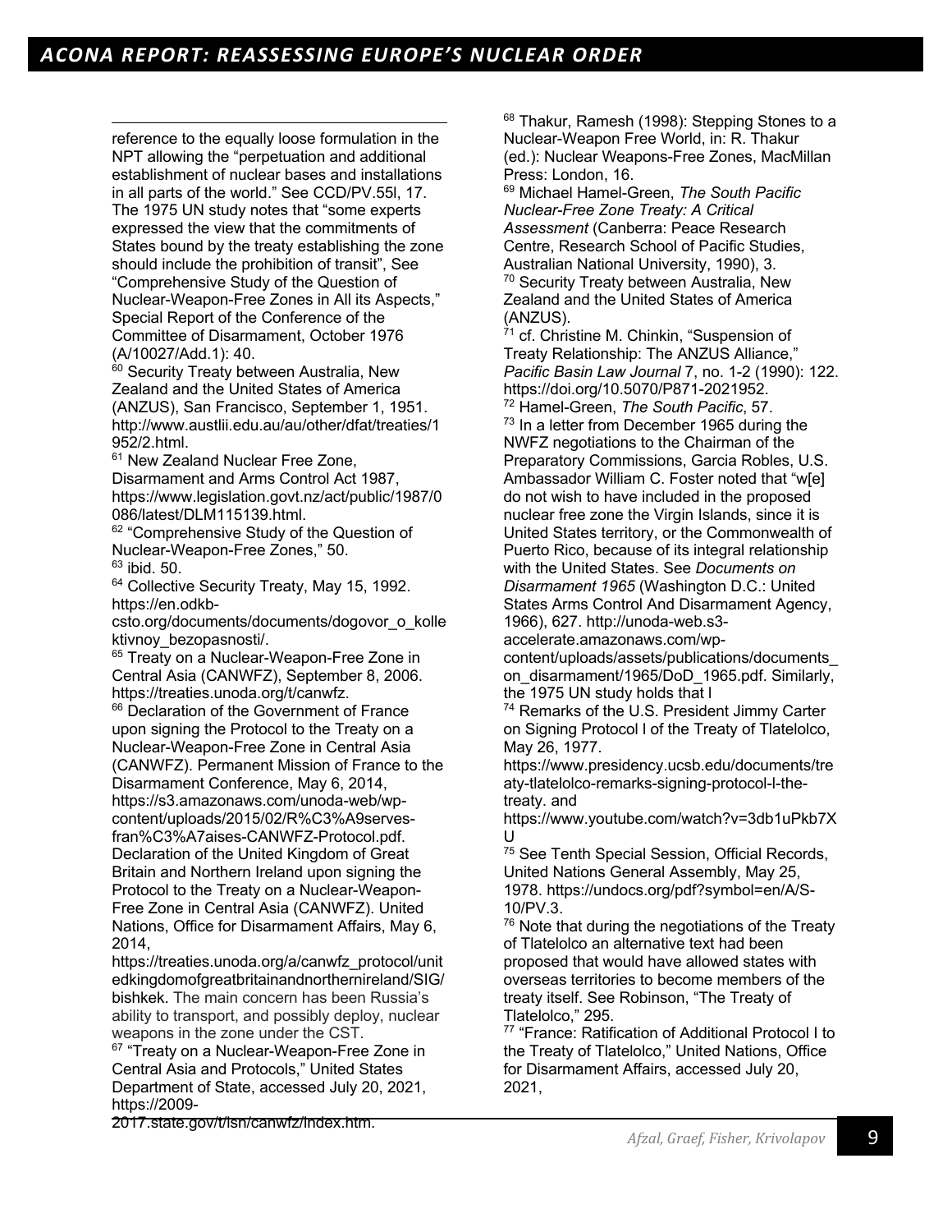reference to the equally loose formulation in the NPT allowing the "perpetuation and additional establishment of nuclear bases and installations in all parts of the world." See CCD/PV.55l, 17. The 1975 UN study notes that "some experts expressed the view that the commitments of States bound by the treaty establishing the zone should include the prohibition of transit", See "Comprehensive Study of the Question of Nuclear-Weapon-Free Zones in All its Aspects," Special Report of the Conference of the Committee of Disarmament, October 1976 (A/10027/Add.1): 40.

[60] Security Treaty between Australia, New Zealand and the United States of America (ANZUS), San Francisco, September 1, 1951. http://www.austlii.edu.au/au/other/dfat/treaties/1952/2.html.

[61] New Zealand Nuclear Free Zone, Disarmament and Arms Control Act 1987, https://www.legislation.govt.nz/act/public/1987/0086/latest/DLM115139.html.

[62] "Comprehensive Study of the Question of Nuclear-Weapon-Free Zones," 50.

[63] ibid. 50.

[64] Collective Security Treaty, May 15, 1992. https://en.odkb-csto.org/documents/documents/dogovor_o_kollektivnoy_bezopasnosti/.

[65] Treaty on a Nuclear-Weapon-Free Zone in Central Asia (CANWFZ), September 8, 2006. https://treaties.unoda.org/t/canwfz.

[66] Declaration of the Government of France upon signing the Protocol to the Treaty on a Nuclear-Weapon-Free Zone in Central Asia (CANWFZ). Permanent Mission of France to the Disarmament Conference, May 6, 2014, https://s3.amazonaws.com/unoda-web/wp-content/uploads/2015/02/R%C3%A9serves-fran%C3%A7aises-CANWFZ-Protocol.pdf. Declaration of the United Kingdom of Great Britain and Northern Ireland upon signing the Protocol to the Treaty on a Nuclear-Weapon-Free Zone in Central Asia (CANWFZ). United Nations, Office for Disarmament Affairs, May 6, 2014, https://treaties.unoda.org/a/canwfz_protocol/unitedkingdomofgreatbritainandnorthernireland/SIG/bishkek. The main concern has been Russia's ability to transport, and possibly deploy, nuclear weapons in the zone under the CST.

[67] "Treaty on a Nuclear-Weapon-Free Zone in Central Asia and Protocols," United States Department of State, accessed July 20, 2021, https://2009-2017.state.gov/t/isn/canwfz/index.htm.

[68] Thakur, Ramesh (1998): Stepping Stones to a Nuclear-Weapon Free World, in: R. Thakur (ed.): Nuclear Weapons-Free Zones, MacMillan Press: London, 16.

[69] Michael Hamel-Green, *The South Pacific Nuclear-Free Zone Treaty: A Critical Assessment* (Canberra: Peace Research Centre, Research School of Pacific Studies, Australian National University, 1990), 3.

[70] Security Treaty between Australia, New Zealand and the United States of America (ANZUS).

[71] cf. Christine M. Chinkin, "Suspension of Treaty Relationship: The ANZUS Alliance," *Pacific Basin Law Journal* 7, no. 1-2 (1990): 122. https://doi.org/10.5070/P871-2021952.

[72] Hamel-Green, *The South Pacific*, 57.

[73] In a letter from December 1965 during the NWFZ negotiations to the Chairman of the Preparatory Commissions, Garcia Robles, U.S. Ambassador William C. Foster noted that "w[e] do not wish to have included in the proposed nuclear free zone the Virgin Islands, since it is United States territory, or the Commonwealth of Puerto Rico, because of its integral relationship with the United States. See *Documents on Disarmament 1965* (Washington D.C.: United States Arms Control And Disarmament Agency, 1966), 627. http://unoda-web.s3-accelerate.amazonaws.com/wp-content/uploads/assets/publications/documents_on_disarmament/1965/DoD_1965.pdf. Similarly, the 1975 UN study holds that l

[74] Remarks of the U.S. President Jimmy Carter on Signing Protocol I of the Treaty of Tlatelolco, May 26, 1977. https://www.presidency.ucsb.edu/documents/treaty-tlatelolco-remarks-signing-protocol-l-the-treaty. and https://www.youtube.com/watch?v=3db1uPkb7XU

[75] See Tenth Special Session, Official Records, United Nations General Assembly, May 25, 1978. https://undocs.org/pdf?symbol=en/A/S-10/PV.3.

[76] Note that during the negotiations of the Treaty of Tlatelolco an alternative text had been proposed that would have allowed states with overseas territories to become members of the treaty itself. See Robinson, "The Treaty of Tlatelolco," 295.

[77] "France: Ratification of Additional Protocol I to the Treaty of Tlatelolco," United Nations, Office for Disarmament Affairs, accessed July 20, 2021,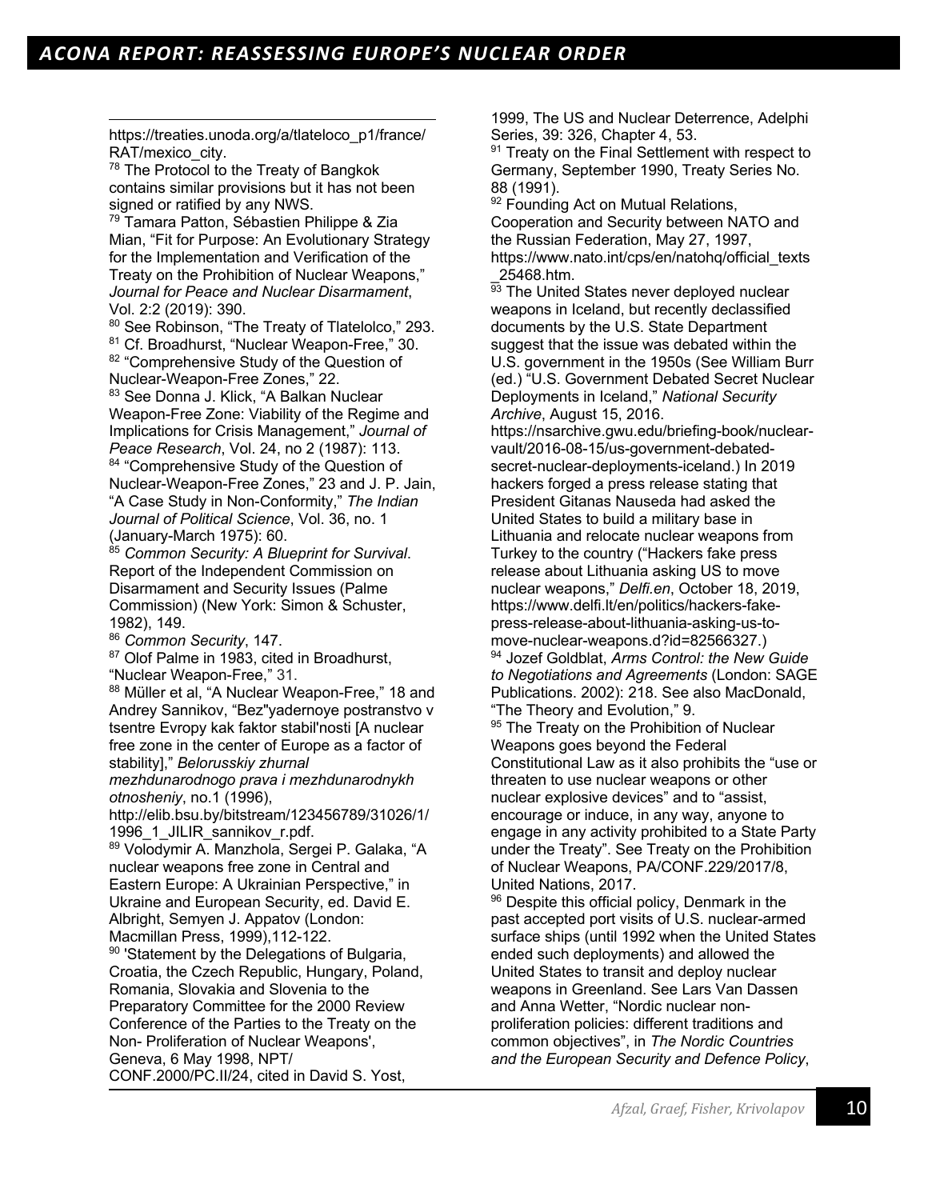https://treaties.unoda.org/a/tlateloco_p1/france/RAT/mexico_city.

[78] The Protocol to the Treaty of Bangkok contains similar provisions but it has not been signed or ratified by any NWS.

[79] Tamara Patton, Sébastien Philippe & Zia Mian, "Fit for Purpose: An Evolutionary Strategy for the Implementation and Verification of the Treaty on the Prohibition of Nuclear Weapons," *Journal for Peace and Nuclear Disarmament*, Vol. 2:2 (2019): 390.

[80] See Robinson, "The Treaty of Tlatelolco," 293.

[81] Cf. Broadhurst, "Nuclear Weapon-Free," 30.

[82] "Comprehensive Study of the Question of Nuclear-Weapon-Free Zones," 22.

[83] See Donna J. Klick, "A Balkan Nuclear Weapon-Free Zone: Viability of the Regime and Implications for Crisis Management," *Journal of Peace Research*, Vol. 24, no 2 (1987): 113.

[84] "Comprehensive Study of the Question of Nuclear-Weapon-Free Zones," 23 and J. P. Jain, "A Case Study in Non-Conformity," *The Indian Journal of Political Science*, Vol. 36, no. 1 (January-March 1975): 60.

[85] *Common Security: A Blueprint for Survival*. Report of the Independent Commission on Disarmament and Security Issues (Palme Commission) (New York: Simon & Schuster, 1982), 149.

[86] *Common Security*, 147.

[87] Olof Palme in 1983, cited in Broadhurst, "Nuclear Weapon-Free," 31.

[88] Müller et al, "A Nuclear Weapon-Free," 18 and Andrey Sannikov, "Bez"yadernoye postranstvo v tsentre Evropy kak faktor stabil'nosti [A nuclear free zone in the center of Europe as a factor of stability]," *Belorusskiy zhurnal mezhdunarodnogo prava i mezhdunarodnykh otnosheniy*, no.1 (1996), http://elib.bsu.by/bitstream/123456789/31026/1/1996_1_JILIR_sannikov_r.pdf.

[89] Volodymir A. Manzhola, Sergei P. Galaka, "A nuclear weapons free zone in Central and Eastern Europe: A Ukrainian Perspective," in Ukraine and European Security, ed. David E. Albright, Semyen J. Appatov (London: Macmillan Press, 1999),112-122.

[90] 'Statement by the Delegations of Bulgaria, Croatia, the Czech Republic, Hungary, Poland, Romania, Slovakia and Slovenia to the Preparatory Committee for the 2000 Review Conference of the Parties to the Treaty on the Non- Proliferation of Nuclear Weapons', Geneva, 6 May 1998, NPT/CONF.2000/PC.II/24, cited in David S. Yost, 1999, The US and Nuclear Deterrence, Adelphi Series, 39: 326, Chapter 4, 53.

[91] Treaty on the Final Settlement with respect to Germany, September 1990, Treaty Series No. 88 (1991).

[92] Founding Act on Mutual Relations, Cooperation and Security between NATO and the Russian Federation, May 27, 1997, https://www.nato.int/cps/en/natohq/official_texts_25468.htm.

[93] The United States never deployed nuclear weapons in Iceland, but recently declassified documents by the U.S. State Department suggest that the issue was debated within the U.S. government in the 1950s (See William Burr (ed.) "U.S. Government Debated Secret Nuclear Deployments in Iceland," *National Security Archive*, August 15, 2016. https://nsarchive.gwu.edu/briefing-book/nuclear-vault/2016-08-15/us-government-debated-secret-nuclear-deployments-iceland.) In 2019 hackers forged a press release stating that President Gitanas Nauseda had asked the United States to build a military base in Lithuania and relocate nuclear weapons from Turkey to the country ("Hackers fake press release about Lithuania asking US to move nuclear weapons," *Delfi.en*, October 18, 2019, https://www.delfi.lt/en/politics/hackers-fake-press-release-about-lithuania-asking-us-to-move-nuclear-weapons.d?id=82566327.)

[94] Jozef Goldblat, *Arms Control: the New Guide to Negotiations and Agreements* (London: SAGE Publications. 2002): 218. See also MacDonald, "The Theory and Evolution," 9.

[95] The Treaty on the Prohibition of Nuclear Weapons goes beyond the Federal Constitutional Law as it also prohibits the "use or threaten to use nuclear weapons or other nuclear explosive devices" and to "assist, encourage or induce, in any way, anyone to engage in any activity prohibited to a State Party under the Treaty". See Treaty on the Prohibition of Nuclear Weapons, PA/CONF.229/2017/8, United Nations, 2017.

[96] Despite this official policy, Denmark in the past accepted port visits of U.S. nuclear-armed surface ships (until 1992 when the United States ended such deployments) and allowed the United States to transit and deploy nuclear weapons in Greenland. See Lars Van Dassen and Anna Wetter, "Nordic nuclear non-proliferation policies: different traditions and common objectives", in *The Nordic Countries and the European Security and Defence Policy*,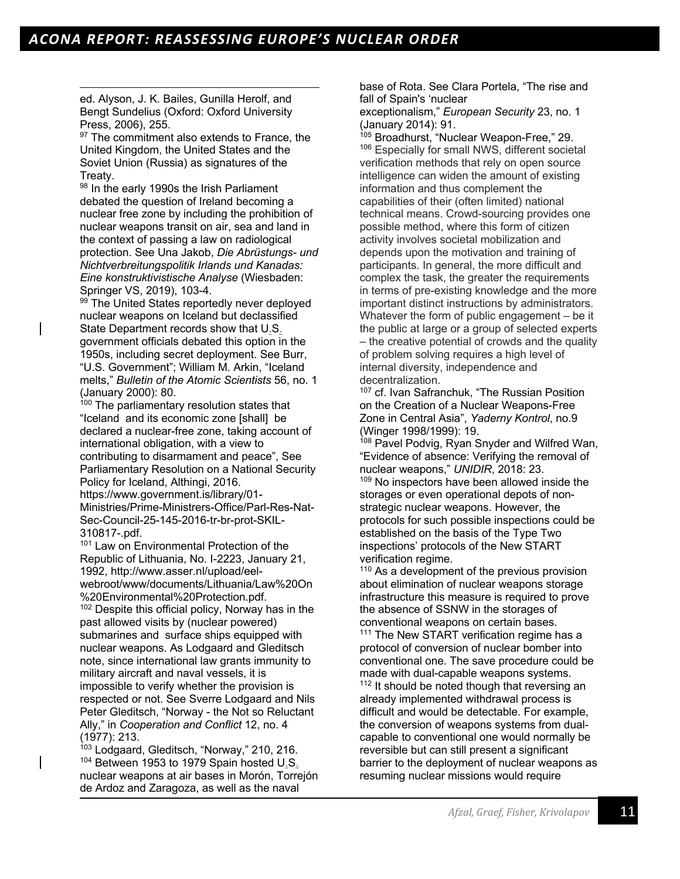ed. Alyson, J. K. Bailes, Gunilla Herolf, and Bengt Sundelius (Oxford: Oxford University Press, 2006), 255.

[97] The commitment also extends to France, the United Kingdom, the United States and the Soviet Union (Russia) as signatures of the Treaty.

[98] In the early 1990s the Irish Parliament debated the question of Ireland becoming a nuclear free zone by including the prohibition of nuclear weapons transit on air, sea and land in the context of passing a law on radiological protection. See Una Jakob, *Die Abrüstungs- und Nichtverbreitungspolitik Irlands und Kanadas: Eine konstruktivistische Analyse* (Wiesbaden: Springer VS, 2019), 103-4.

[99] The United States reportedly never deployed nuclear weapons on Iceland but declassified State Department records show that U.S. government officials debated this option in the 1950s, including secret deployment. See Burr, "U.S. Government"; William M. Arkin, "Iceland melts," *Bulletin of the Atomic Scientists* 56, no. 1 (January 2000): 80.

[100] The parliamentary resolution states that "Iceland and its economic zone [shall] be declared a nuclear-free zone, taking account of international obligation, with a view to contributing to disarmament and peace", See Parliamentary Resolution on a National Security Policy for Iceland, Althingi, 2016. https://www.government.is/library/01-Ministries/Prime-Ministrers-Office/Parl-Res-Nat-Sec-Council-25-145-2016-tr-br-prot-SKIL-310817-.pdf.

[101] Law on Environmental Protection of the Republic of Lithuania, No. I-2223, January 21, 1992, http://www.asser.nl/upload/eel-webroot/www/documents/Lithuania/Law%20On%20Environmental%20Protection.pdf.

[102] Despite this official policy, Norway has in the past allowed visits by (nuclear powered) submarines and surface ships equipped with nuclear weapons. As Lodgaard and Gleditsch note, since international law grants immunity to military aircraft and naval vessels, it is impossible to verify whether the provision is respected or not. See Sverre Lodgaard and Nils Peter Gleditsch, "Norway - the Not so Reluctant Ally," in *Cooperation and Conflict* 12, no. 4 (1977): 213.

[103] Lodgaard, Gleditsch, "Norway," 210, 216.

[104] Between 1953 to 1979 Spain hosted U.S. nuclear weapons at air bases in Morón, Torrejón de Ardoz and Zaragoza, as well as the naval base of Rota. See Clara Portela, "The rise and fall of Spain's 'nuclear exceptionalism," *European Security* 23, no. 1 (January 2014): 91.

[105] Broadhurst, "Nuclear Weapon-Free," 29.

[106] Especially for small NWS, different societal verification methods that rely on open source intelligence can widen the amount of existing information and thus complement the capabilities of their (often limited) national technical means. Crowd-sourcing provides one possible method, where this form of citizen activity involves societal mobilization and depends upon the motivation and training of participants. In general, the more difficult and complex the task, the greater the requirements in terms of pre-existing knowledge and the more important distinct instructions by administrators. Whatever the form of public engagement – be it the public at large or a group of selected experts – the creative potential of crowds and the quality of problem solving requires a high level of internal diversity, independence and decentralization.

[107] cf. Ivan Safranchuk, "The Russian Position on the Creation of a Nuclear Weapons-Free Zone in Central Asia", *Yaderny Kontrol*, no.9 (Winger 1998/1999): 19.

[108] Pavel Podvig, Ryan Snyder and Wilfred Wan, "Evidence of absence: Verifying the removal of nuclear weapons," *UNIDIR*, 2018: 23.

[109] No inspectors have been allowed inside the storages or even operational depots of non-strategic nuclear weapons. However, the protocols for such possible inspections could be established on the basis of the Type Two inspections' protocols of the New START verification regime.

[110] As a development of the previous provision about elimination of nuclear weapons storage infrastructure this measure is required to prove the absence of SSNW in the storages of conventional weapons on certain bases.

[111] The New START verification regime has a protocol of conversion of nuclear bomber into conventional one. The save procedure could be made with dual-capable weapons systems.

[112] It should be noted though that reversing an already implemented withdrawal process is difficult and would be detectable. For example, the conversion of weapons systems from dual-capable to conventional one would normally be reversible but can still present a significant barrier to the deployment of nuclear weapons as resuming nuclear missions would require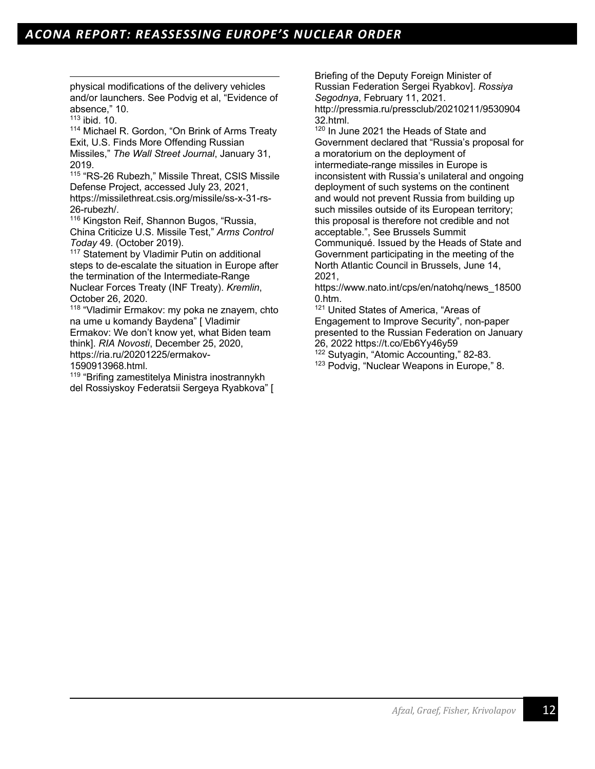physical modifications of the delivery vehicles and/or launchers. See Podvig et al, "Evidence of absence," 10.

[113] ibid. 10.

[114] Michael R. Gordon, "On Brink of Arms Treaty Exit, U.S. Finds More Offending Russian Missiles," *The Wall Street Journal*, January 31, 2019.

[115] "RS-26 Rubezh," Missile Threat, CSIS Missile Defense Project, accessed July 23, 2021, https://missilethreat.csis.org/missile/ss-x-31-rs-26-rubezh/.

[116] Kingston Reif, Shannon Bugos, "Russia, China Criticize U.S. Missile Test," *Arms Control Today* 49. (October 2019).

[117] Statement by Vladimir Putin on additional steps to de-escalate the situation in Europe after the termination of the Intermediate-Range Nuclear Forces Treaty (INF Treaty). *Kremlin*, October 26, 2020.

[118] "Vladimir Ermakov: my poka ne znayem, chto na ume u komandy Baydena" [ Vladimir Ermakov: We don't know yet, what Biden team think]. *RIA Novosti*, December 25, 2020, https://ria.ru/20201225/ermakov-1590913968.html.

[119] "Brifing zamestitelya Ministra inostrannykh del Rossiyskoy Federatsii Sergeya Ryabkova" [ Briefing of the Deputy Foreign Minister of Russian Federation Sergei Ryabkov]. *Rossiya Segodnya*, February 11, 2021. http://pressmia.ru/pressclub/20210211/953090432.html.

[120] In June 2021 the Heads of State and Government declared that "Russia's proposal for a moratorium on the deployment of intermediate-range missiles in Europe is inconsistent with Russia's unilateral and ongoing deployment of such systems on the continent and would not prevent Russia from building up such missiles outside of its European territory; this proposal is therefore not credible and not acceptable.", See Brussels Summit Communiqué. Issued by the Heads of State and Government participating in the meeting of the North Atlantic Council in Brussels, June 14, 2021, https://www.nato.int/cps/en/natohq/news_185000.htm.

[121] United States of America, "Areas of Engagement to Improve Security", non-paper presented to the Russian Federation on January 26, 2022 https://t.co/Eb6Yy46y59

[122] Sutyagin, "Atomic Accounting," 82-83.

[123] Podvig, "Nuclear Weapons in Europe," 8.